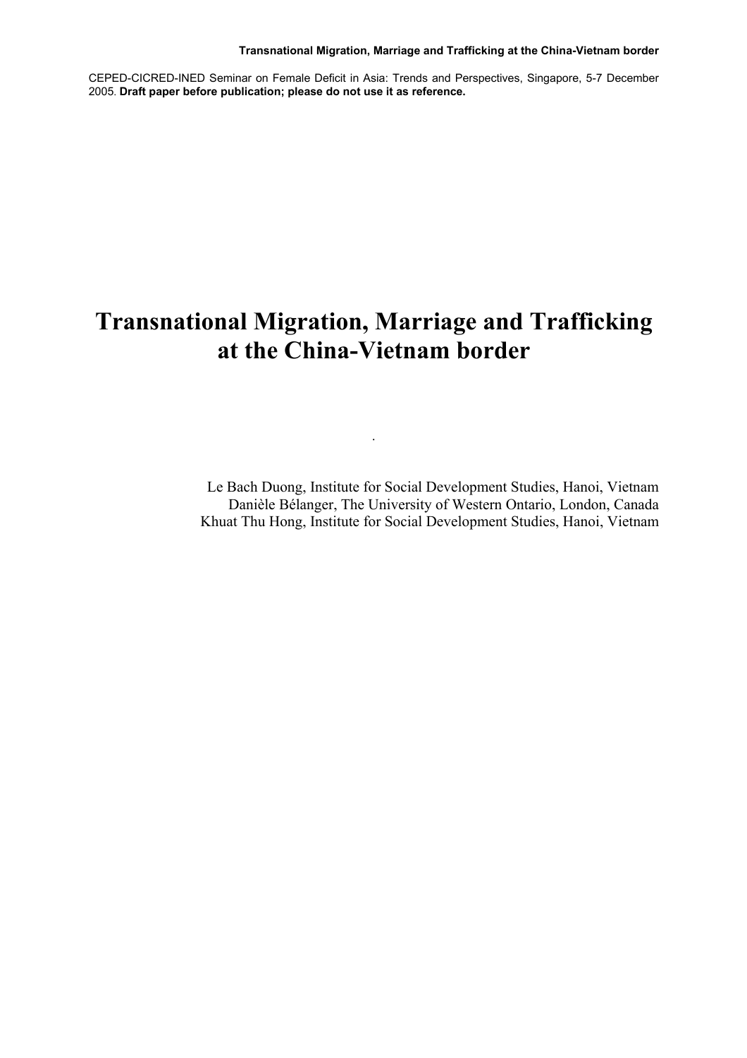CEPED-CICRED-INED Seminar on Female Deficit in Asia: Trends and Perspectives, Singapore, 5-7 December 2005. **Draft paper before publication; please do not use it as reference.**

# Transnational Migration, Marriage and Trafficking at the China-Vietnam border

Le Bach Duong, Institute for Social Development Studies, Hanoi, Vietnam
Danièle Bélanger, The University of Western Ontario, London, Canada
Khuat Thu Hong, Institute for Social Development Studies, Hanoi, Vietnam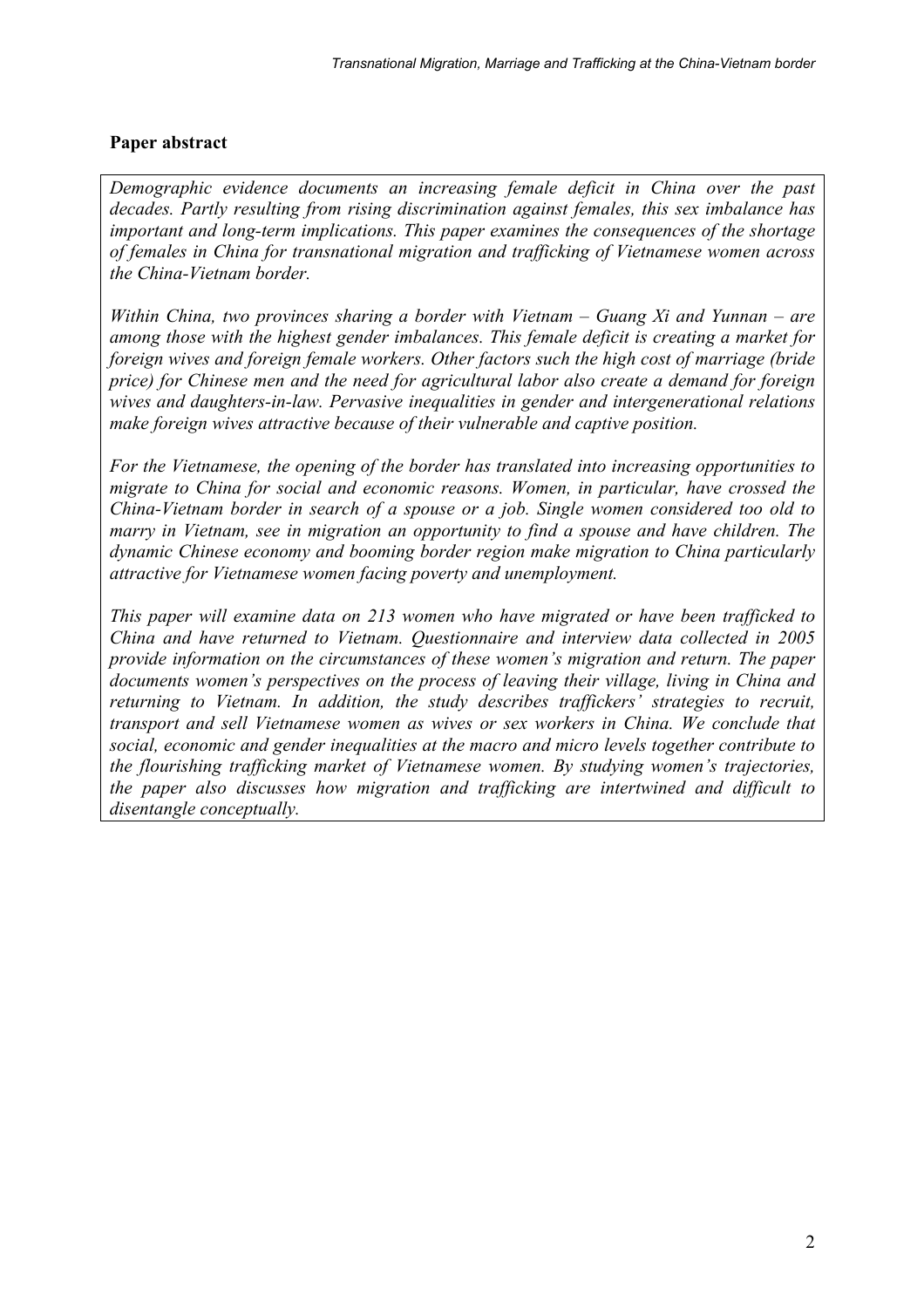## Paper abstract

*Demographic evidence documents an increasing female deficit in China over the past decades. Partly resulting from rising discrimination against females, this sex imbalance has important and long-term implications. This paper examines the consequences of the shortage of females in China for transnational migration and trafficking of Vietnamese women across the China-Vietnam border.*

*Within China, two provinces sharing a border with Vietnam – Guang Xi and Yunnan – are among those with the highest gender imbalances. This female deficit is creating a market for foreign wives and foreign female workers. Other factors such the high cost of marriage (bride price) for Chinese men and the need for agricultural labor also create a demand for foreign wives and daughters-in-law. Pervasive inequalities in gender and intergenerational relations make foreign wives attractive because of their vulnerable and captive position.*

*For the Vietnamese, the opening of the border has translated into increasing opportunities to migrate to China for social and economic reasons. Women, in particular, have crossed the China-Vietnam border in search of a spouse or a job. Single women considered too old to marry in Vietnam, see in migration an opportunity to find a spouse and have children. The dynamic Chinese economy and booming border region make migration to China particularly attractive for Vietnamese women facing poverty and unemployment.*

*This paper will examine data on 213 women who have migrated or have been trafficked to China and have returned to Vietnam. Questionnaire and interview data collected in 2005 provide information on the circumstances of these women's migration and return. The paper documents women's perspectives on the process of leaving their village, living in China and returning to Vietnam. In addition, the study describes traffickers' strategies to recruit, transport and sell Vietnamese women as wives or sex workers in China. We conclude that social, economic and gender inequalities at the macro and micro levels together contribute to the flourishing trafficking market of Vietnamese women. By studying women's trajectories, the paper also discusses how migration and trafficking are intertwined and difficult to disentangle conceptually.*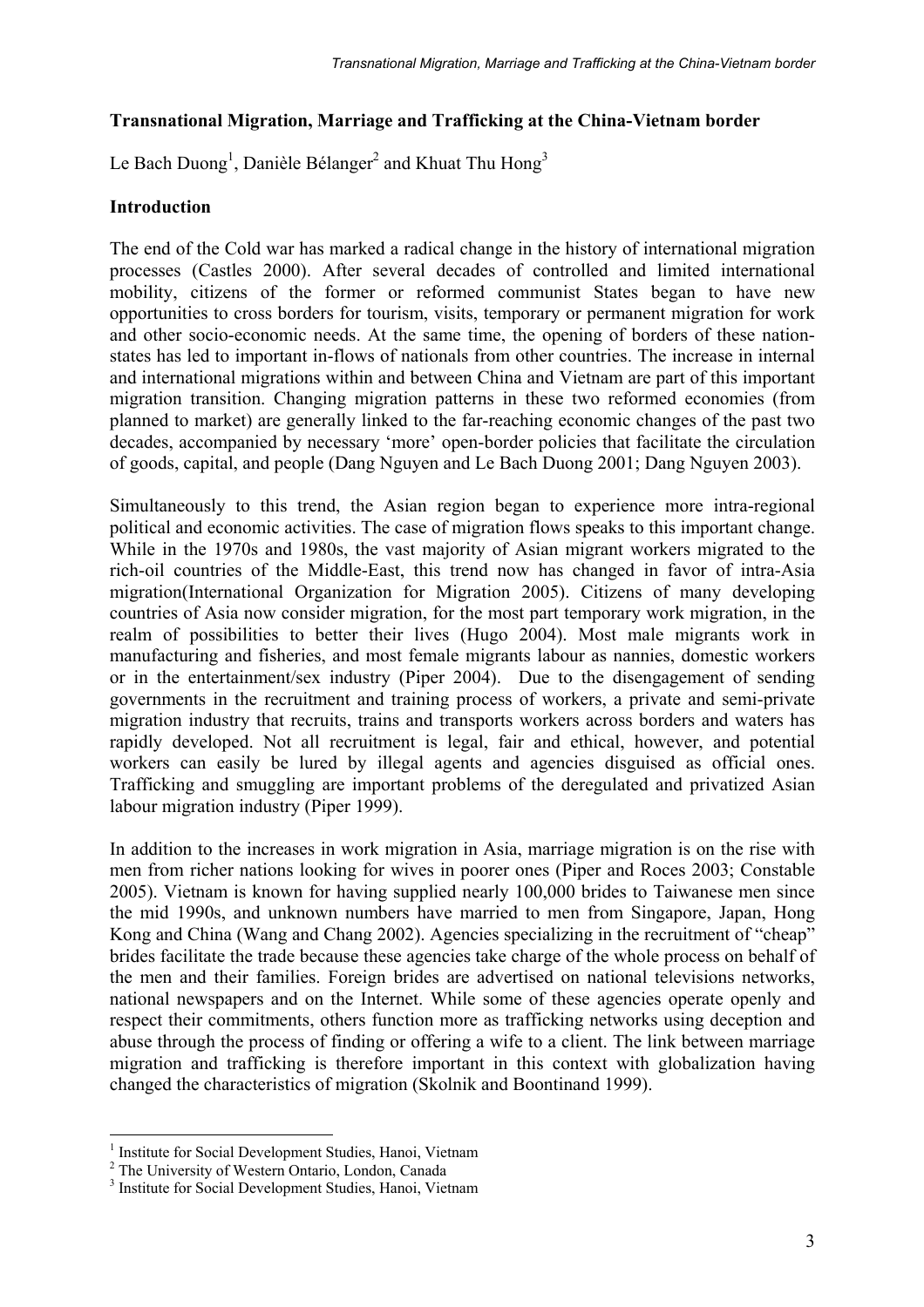# Transnational Migration, Marriage and Trafficking at the China-Vietnam border

Le Bach Duong[1], Danièle Bélanger[2] and Khuat Thu Hong[3]

## Introduction

The end of the Cold war has marked a radical change in the history of international migration processes (Castles 2000). After several decades of controlled and limited international mobility, citizens of the former or reformed communist States began to have new opportunities to cross borders for tourism, visits, temporary or permanent migration for work and other socio-economic needs. At the same time, the opening of borders of these nation-states has led to important in-flows of nationals from other countries. The increase in internal and international migrations within and between China and Vietnam are part of this important migration transition. Changing migration patterns in these two reformed economies (from planned to market) are generally linked to the far-reaching economic changes of the past two decades, accompanied by necessary 'more' open-border policies that facilitate the circulation of goods, capital, and people (Dang Nguyen and Le Bach Duong 2001; Dang Nguyen 2003).

Simultaneously to this trend, the Asian region began to experience more intra-regional political and economic activities. The case of migration flows speaks to this important change. While in the 1970s and 1980s, the vast majority of Asian migrant workers migrated to the rich-oil countries of the Middle-East, this trend now has changed in favor of intra-Asia migration(International Organization for Migration 2005). Citizens of many developing countries of Asia now consider migration, for the most part temporary work migration, in the realm of possibilities to better their lives (Hugo 2004). Most male migrants work in manufacturing and fisheries, and most female migrants labour as nannies, domestic workers or in the entertainment/sex industry (Piper 2004). Due to the disengagement of sending governments in the recruitment and training process of workers, a private and semi-private migration industry that recruits, trains and transports workers across borders and waters has rapidly developed. Not all recruitment is legal, fair and ethical, however, and potential workers can easily be lured by illegal agents and agencies disguised as official ones. Trafficking and smuggling are important problems of the deregulated and privatized Asian labour migration industry (Piper 1999).

In addition to the increases in work migration in Asia, marriage migration is on the rise with men from richer nations looking for wives in poorer ones (Piper and Roces 2003; Constable 2005). Vietnam is known for having supplied nearly 100,000 brides to Taiwanese men since the mid 1990s, and unknown numbers have married to men from Singapore, Japan, Hong Kong and China (Wang and Chang 2002). Agencies specializing in the recruitment of "cheap" brides facilitate the trade because these agencies take charge of the whole process on behalf of the men and their families. Foreign brides are advertised on national televisions networks, national newspapers and on the Internet. While some of these agencies operate openly and respect their commitments, others function more as trafficking networks using deception and abuse through the process of finding or offering a wife to a client. The link between marriage migration and trafficking is therefore important in this context with globalization having changed the characteristics of migration (Skolnik and Boontinand 1999).

---

[1] Institute for Social Development Studies, Hanoi, Vietnam
[2] The University of Western Ontario, London, Canada
[3] Institute for Social Development Studies, Hanoi, Vietnam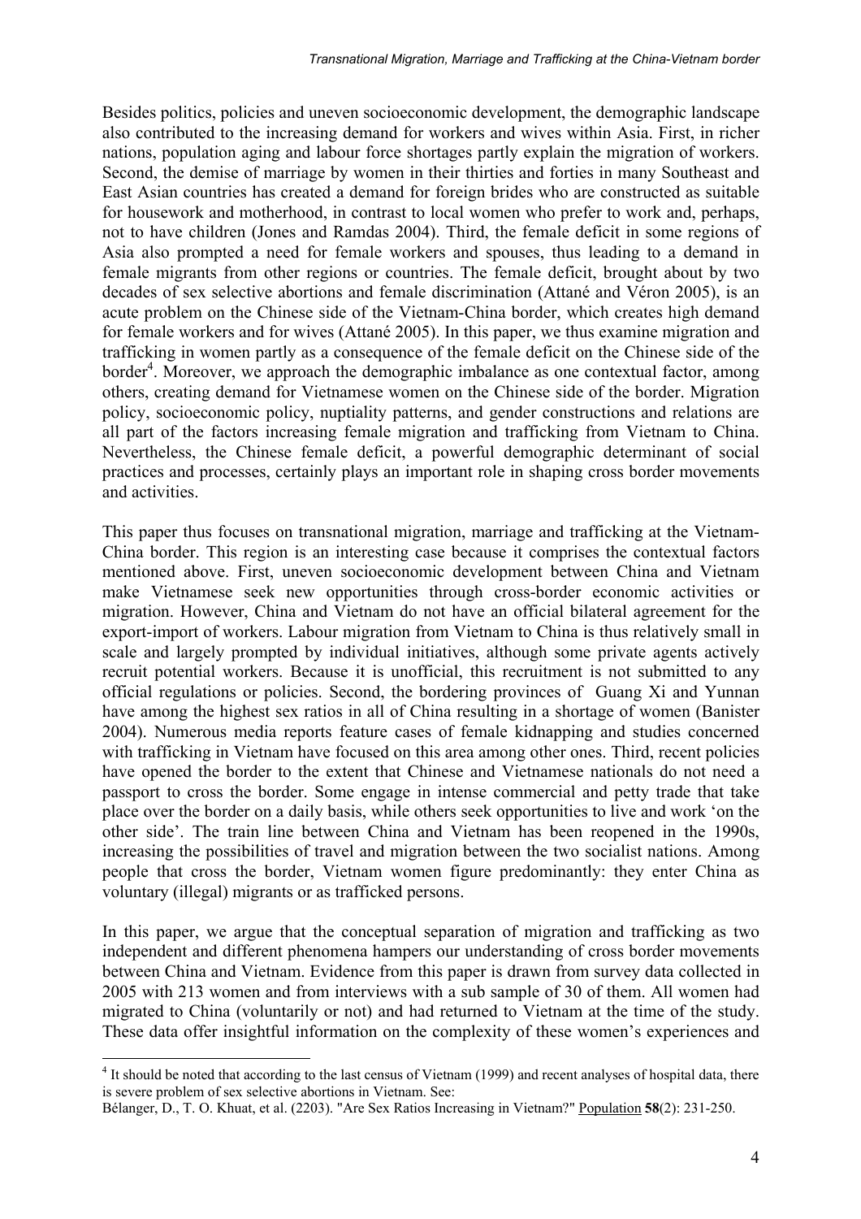Besides politics, policies and uneven socioeconomic development, the demographic landscape also contributed to the increasing demand for workers and wives within Asia. First, in richer nations, population aging and labour force shortages partly explain the migration of workers. Second, the demise of marriage by women in their thirties and forties in many Southeast and East Asian countries has created a demand for foreign brides who are constructed as suitable for housework and motherhood, in contrast to local women who prefer to work and, perhaps, not to have children (Jones and Ramdas 2004). Third, the female deficit in some regions of Asia also prompted a need for female workers and spouses, thus leading to a demand in female migrants from other regions or countries. The female deficit, brought about by two decades of sex selective abortions and female discrimination (Attané and Véron 2005), is an acute problem on the Chinese side of the Vietnam-China border, which creates high demand for female workers and for wives (Attané 2005). In this paper, we thus examine migration and trafficking in women partly as a consequence of the female deficit on the Chinese side of the border[4]. Moreover, we approach the demographic imbalance as one contextual factor, among others, creating demand for Vietnamese women on the Chinese side of the border. Migration policy, socioeconomic policy, nuptiality patterns, and gender constructions and relations are all part of the factors increasing female migration and trafficking from Vietnam to China. Nevertheless, the Chinese female deficit, a powerful demographic determinant of social practices and processes, certainly plays an important role in shaping cross border movements and activities.

This paper thus focuses on transnational migration, marriage and trafficking at the Vietnam-China border. This region is an interesting case because it comprises the contextual factors mentioned above. First, uneven socioeconomic development between China and Vietnam make Vietnamese seek new opportunities through cross-border economic activities or migration. However, China and Vietnam do not have an official bilateral agreement for the export-import of workers. Labour migration from Vietnam to China is thus relatively small in scale and largely prompted by individual initiatives, although some private agents actively recruit potential workers. Because it is unofficial, this recruitment is not submitted to any official regulations or policies. Second, the bordering provinces of Guang Xi and Yunnan have among the highest sex ratios in all of China resulting in a shortage of women (Banister 2004). Numerous media reports feature cases of female kidnapping and studies concerned with trafficking in Vietnam have focused on this area among other ones. Third, recent policies have opened the border to the extent that Chinese and Vietnamese nationals do not need a passport to cross the border. Some engage in intense commercial and petty trade that take place over the border on a daily basis, while others seek opportunities to live and work 'on the other side'. The train line between China and Vietnam has been reopened in the 1990s, increasing the possibilities of travel and migration between the two socialist nations. Among people that cross the border, Vietnam women figure predominantly: they enter China as voluntary (illegal) migrants or as trafficked persons.

In this paper, we argue that the conceptual separation of migration and trafficking as two independent and different phenomena hampers our understanding of cross border movements between China and Vietnam. Evidence from this paper is drawn from survey data collected in 2005 with 213 women and from interviews with a sub sample of 30 of them. All women had migrated to China (voluntarily or not) and had returned to Vietnam at the time of the study. These data offer insightful information on the complexity of these women's experiences and

---

[4] It should be noted that according to the last census of Vietnam (1999) and recent analyses of hospital data, there is severe problem of sex selective abortions in Vietnam. See:
Bélanger, D., T. O. Khuat, et al. (2203). "Are Sex Ratios Increasing in Vietnam?" Population **58**(2): 231-250.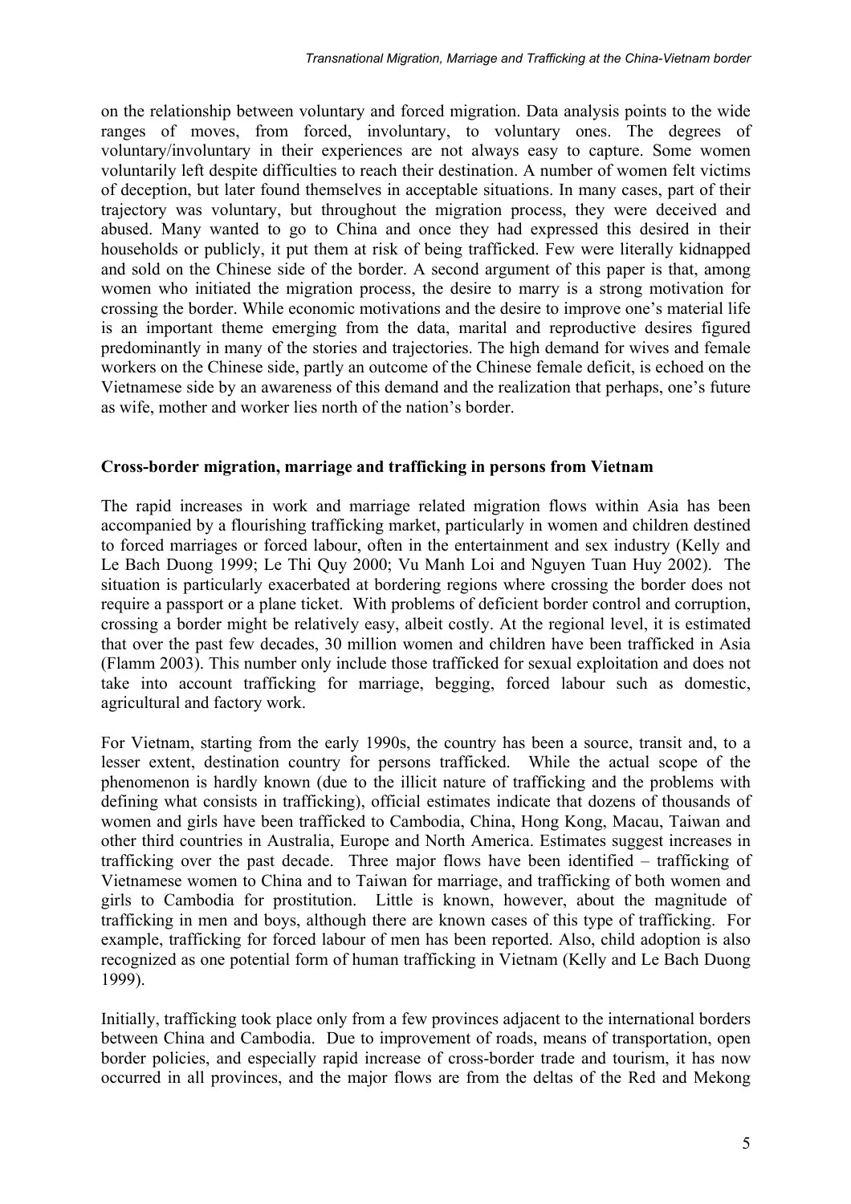on the relationship between voluntary and forced migration. Data analysis points to the wide ranges of moves, from forced, involuntary, to voluntary ones. The degrees of voluntary/involuntary in their experiences are not always easy to capture. Some women voluntarily left despite difficulties to reach their destination. A number of women felt victims of deception, but later found themselves in acceptable situations. In many cases, part of their trajectory was voluntary, but throughout the migration process, they were deceived and abused. Many wanted to go to China and once they had expressed this desired in their households or publicly, it put them at risk of being trafficked. Few were literally kidnapped and sold on the Chinese side of the border. A second argument of this paper is that, among women who initiated the migration process, the desire to marry is a strong motivation for crossing the border. While economic motivations and the desire to improve one's material life is an important theme emerging from the data, marital and reproductive desires figured predominantly in many of the stories and trajectories. The high demand for wives and female workers on the Chinese side, partly an outcome of the Chinese female deficit, is echoed on the Vietnamese side by an awareness of this demand and the realization that perhaps, one's future as wife, mother and worker lies north of the nation's border.

**Cross-border migration, marriage and trafficking in persons from Vietnam**

The rapid increases in work and marriage related migration flows within Asia has been accompanied by a flourishing trafficking market, particularly in women and children destined to forced marriages or forced labour, often in the entertainment and sex industry (Kelly and Le Bach Duong 1999; Le Thi Quy 2000; Vu Manh Loi and Nguyen Tuan Huy 2002). The situation is particularly exacerbated at bordering regions where crossing the border does not require a passport or a plane ticket. With problems of deficient border control and corruption, crossing a border might be relatively easy, albeit costly. At the regional level, it is estimated that over the past few decades, 30 million women and children have been trafficked in Asia (Flamm 2003). This number only include those trafficked for sexual exploitation and does not take into account trafficking for marriage, begging, forced labour such as domestic, agricultural and factory work.

For Vietnam, starting from the early 1990s, the country has been a source, transit and, to a lesser extent, destination country for persons trafficked. While the actual scope of the phenomenon is hardly known (due to the illicit nature of trafficking and the problems with defining what consists in trafficking), official estimates indicate that dozens of thousands of women and girls have been trafficked to Cambodia, China, Hong Kong, Macau, Taiwan and other third countries in Australia, Europe and North America. Estimates suggest increases in trafficking over the past decade. Three major flows have been identified – trafficking of Vietnamese women to China and to Taiwan for marriage, and trafficking of both women and girls to Cambodia for prostitution. Little is known, however, about the magnitude of trafficking in men and boys, although there are known cases of this type of trafficking. For example, trafficking for forced labour of men has been reported. Also, child adoption is also recognized as one potential form of human trafficking in Vietnam (Kelly and Le Bach Duong 1999).

Initially, trafficking took place only from a few provinces adjacent to the international borders between China and Cambodia. Due to improvement of roads, means of transportation, open border policies, and especially rapid increase of cross-border trade and tourism, it has now occurred in all provinces, and the major flows are from the deltas of the Red and Mekong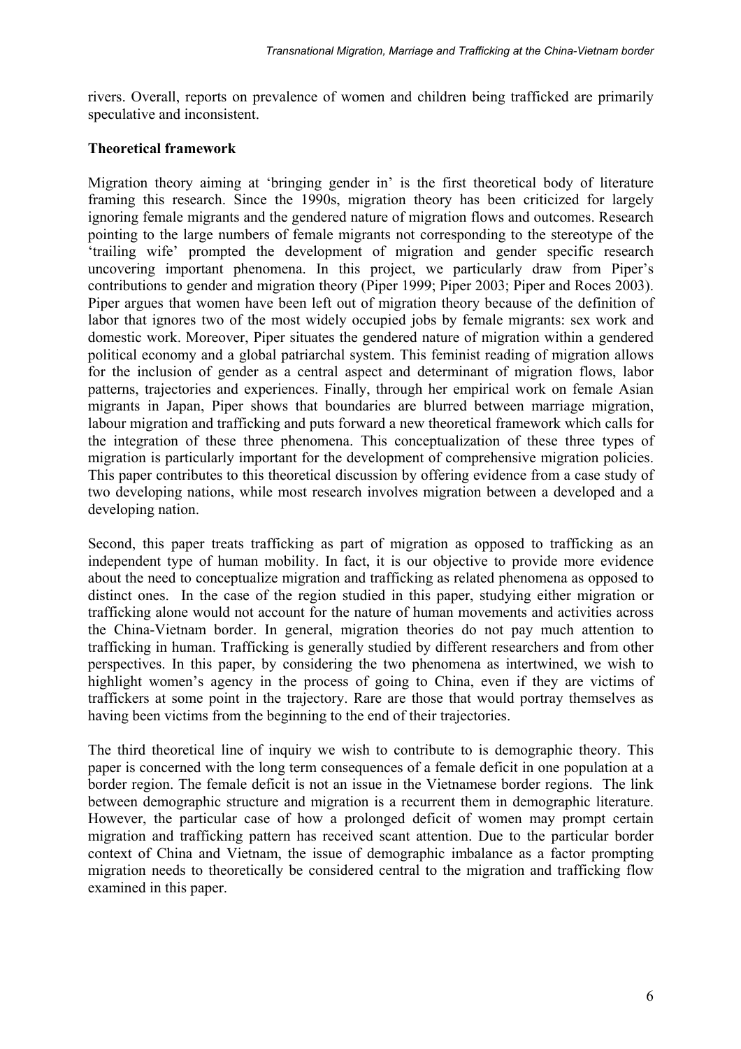rivers. Overall, reports on prevalence of women and children being trafficked are primarily speculative and inconsistent.

## Theoretical framework

Migration theory aiming at 'bringing gender in' is the first theoretical body of literature framing this research. Since the 1990s, migration theory has been criticized for largely ignoring female migrants and the gendered nature of migration flows and outcomes. Research pointing to the large numbers of female migrants not corresponding to the stereotype of the 'trailing wife' prompted the development of migration and gender specific research uncovering important phenomena. In this project, we particularly draw from Piper's contributions to gender and migration theory (Piper 1999; Piper 2003; Piper and Roces 2003). Piper argues that women have been left out of migration theory because of the definition of labor that ignores two of the most widely occupied jobs by female migrants: sex work and domestic work. Moreover, Piper situates the gendered nature of migration within a gendered political economy and a global patriarchal system. This feminist reading of migration allows for the inclusion of gender as a central aspect and determinant of migration flows, labor patterns, trajectories and experiences. Finally, through her empirical work on female Asian migrants in Japan, Piper shows that boundaries are blurred between marriage migration, labour migration and trafficking and puts forward a new theoretical framework which calls for the integration of these three phenomena. This conceptualization of these three types of migration is particularly important for the development of comprehensive migration policies. This paper contributes to this theoretical discussion by offering evidence from a case study of two developing nations, while most research involves migration between a developed and a developing nation.

Second, this paper treats trafficking as part of migration as opposed to trafficking as an independent type of human mobility. In fact, it is our objective to provide more evidence about the need to conceptualize migration and trafficking as related phenomena as opposed to distinct ones. In the case of the region studied in this paper, studying either migration or trafficking alone would not account for the nature of human movements and activities across the China-Vietnam border. In general, migration theories do not pay much attention to trafficking in human. Trafficking is generally studied by different researchers and from other perspectives. In this paper, by considering the two phenomena as intertwined, we wish to highlight women's agency in the process of going to China, even if they are victims of traffickers at some point in the trajectory. Rare are those that would portray themselves as having been victims from the beginning to the end of their trajectories.

The third theoretical line of inquiry we wish to contribute to is demographic theory. This paper is concerned with the long term consequences of a female deficit in one population at a border region. The female deficit is not an issue in the Vietnamese border regions. The link between demographic structure and migration is a recurrent them in demographic literature. However, the particular case of how a prolonged deficit of women may prompt certain migration and trafficking pattern has received scant attention. Due to the particular border context of China and Vietnam, the issue of demographic imbalance as a factor prompting migration needs to theoretically be considered central to the migration and trafficking flow examined in this paper.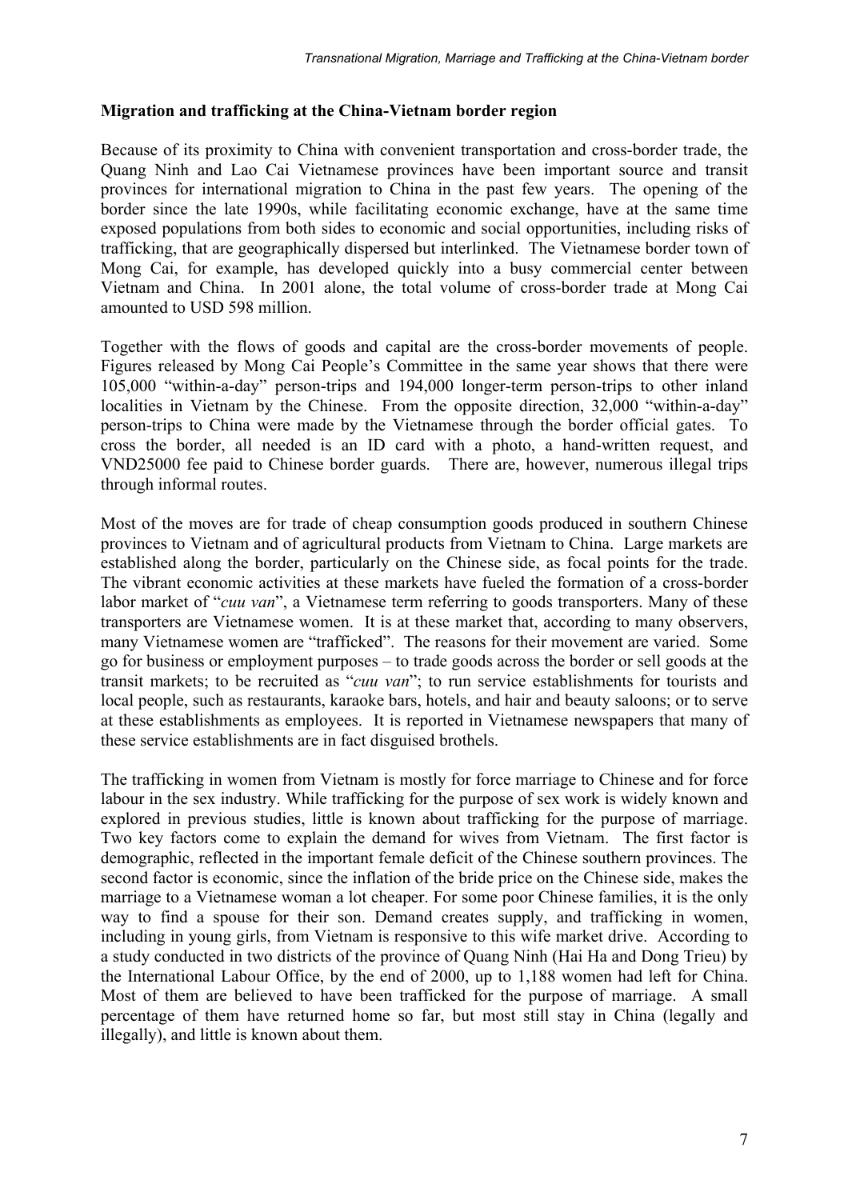**Migration and trafficking at the China-Vietnam border region**

Because of its proximity to China with convenient transportation and cross-border trade, the Quang Ninh and Lao Cai Vietnamese provinces have been important source and transit provinces for international migration to China in the past few years. The opening of the border since the late 1990s, while facilitating economic exchange, have at the same time exposed populations from both sides to economic and social opportunities, including risks of trafficking, that are geographically dispersed but interlinked. The Vietnamese border town of Mong Cai, for example, has developed quickly into a busy commercial center between Vietnam and China. In 2001 alone, the total volume of cross-border trade at Mong Cai amounted to USD 598 million.

Together with the flows of goods and capital are the cross-border movements of people. Figures released by Mong Cai People's Committee in the same year shows that there were 105,000 "within-a-day" person-trips and 194,000 longer-term person-trips to other inland localities in Vietnam by the Chinese. From the opposite direction, 32,000 "within-a-day" person-trips to China were made by the Vietnamese through the border official gates. To cross the border, all needed is an ID card with a photo, a hand-written request, and VND25000 fee paid to Chinese border guards. There are, however, numerous illegal trips through informal routes.

Most of the moves are for trade of cheap consumption goods produced in southern Chinese provinces to Vietnam and of agricultural products from Vietnam to China. Large markets are established along the border, particularly on the Chinese side, as focal points for the trade. The vibrant economic activities at these markets have fueled the formation of a cross-border labor market of "*cuu van*", a Vietnamese term referring to goods transporters. Many of these transporters are Vietnamese women. It is at these market that, according to many observers, many Vietnamese women are "trafficked". The reasons for their movement are varied. Some go for business or employment purposes – to trade goods across the border or sell goods at the transit markets; to be recruited as "*cuu van*"; to run service establishments for tourists and local people, such as restaurants, karaoke bars, hotels, and hair and beauty saloons; or to serve at these establishments as employees. It is reported in Vietnamese newspapers that many of these service establishments are in fact disguised brothels.

The trafficking in women from Vietnam is mostly for force marriage to Chinese and for force labour in the sex industry. While trafficking for the purpose of sex work is widely known and explored in previous studies, little is known about trafficking for the purpose of marriage. Two key factors come to explain the demand for wives from Vietnam. The first factor is demographic, reflected in the important female deficit of the Chinese southern provinces. The second factor is economic, since the inflation of the bride price on the Chinese side, makes the marriage to a Vietnamese woman a lot cheaper. For some poor Chinese families, it is the only way to find a spouse for their son. Demand creates supply, and trafficking in women, including in young girls, from Vietnam is responsive to this wife market drive. According to a study conducted in two districts of the province of Quang Ninh (Hai Ha and Dong Trieu) by the International Labour Office, by the end of 2000, up to 1,188 women had left for China. Most of them are believed to have been trafficked for the purpose of marriage. A small percentage of them have returned home so far, but most still stay in China (legally and illegally), and little is known about them.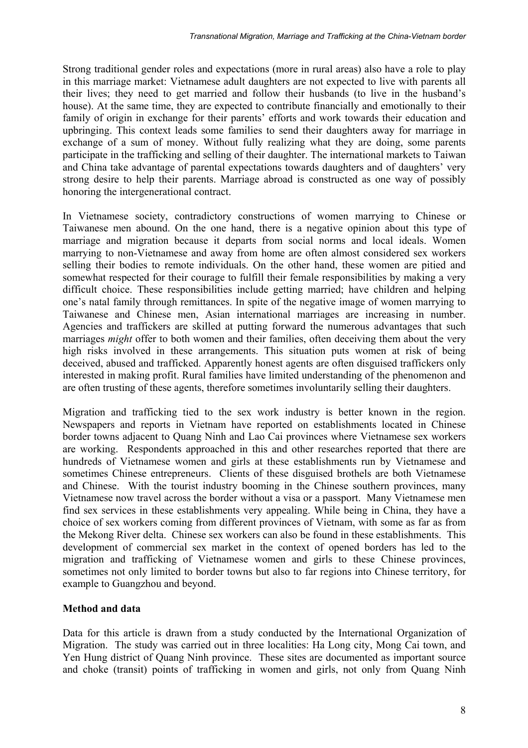Strong traditional gender roles and expectations (more in rural areas) also have a role to play in this marriage market: Vietnamese adult daughters are not expected to live with parents all their lives; they need to get married and follow their husbands (to live in the husband's house). At the same time, they are expected to contribute financially and emotionally to their family of origin in exchange for their parents' efforts and work towards their education and upbringing. This context leads some families to send their daughters away for marriage in exchange of a sum of money. Without fully realizing what they are doing, some parents participate in the trafficking and selling of their daughter. The international markets to Taiwan and China take advantage of parental expectations towards daughters and of daughters' very strong desire to help their parents. Marriage abroad is constructed as one way of possibly honoring the intergenerational contract.

In Vietnamese society, contradictory constructions of women marrying to Chinese or Taiwanese men abound. On the one hand, there is a negative opinion about this type of marriage and migration because it departs from social norms and local ideals. Women marrying to non-Vietnamese and away from home are often almost considered sex workers selling their bodies to remote individuals. On the other hand, these women are pitied and somewhat respected for their courage to fulfill their female responsibilities by making a very difficult choice. These responsibilities include getting married; have children and helping one's natal family through remittances. In spite of the negative image of women marrying to Taiwanese and Chinese men, Asian international marriages are increasing in number. Agencies and traffickers are skilled at putting forward the numerous advantages that such marriages *might* offer to both women and their families, often deceiving them about the very high risks involved in these arrangements. This situation puts women at risk of being deceived, abused and trafficked. Apparently honest agents are often disguised traffickers only interested in making profit. Rural families have limited understanding of the phenomenon and are often trusting of these agents, therefore sometimes involuntarily selling their daughters.

Migration and trafficking tied to the sex work industry is better known in the region. Newspapers and reports in Vietnam have reported on establishments located in Chinese border towns adjacent to Quang Ninh and Lao Cai provinces where Vietnamese sex workers are working. Respondents approached in this and other researches reported that there are hundreds of Vietnamese women and girls at these establishments run by Vietnamese and sometimes Chinese entrepreneurs. Clients of these disguised brothels are both Vietnamese and Chinese. With the tourist industry booming in the Chinese southern provinces, many Vietnamese now travel across the border without a visa or a passport. Many Vietnamese men find sex services in these establishments very appealing. While being in China, they have a choice of sex workers coming from different provinces of Vietnam, with some as far as from the Mekong River delta. Chinese sex workers can also be found in these establishments. This development of commercial sex market in the context of opened borders has led to the migration and trafficking of Vietnamese women and girls to these Chinese provinces, sometimes not only limited to border towns but also to far regions into Chinese territory, for example to Guangzhou and beyond.

## Method and data

Data for this article is drawn from a study conducted by the International Organization of Migration. The study was carried out in three localities: Ha Long city, Mong Cai town, and Yen Hung district of Quang Ninh province. These sites are documented as important source and choke (transit) points of trafficking in women and girls, not only from Quang Ninh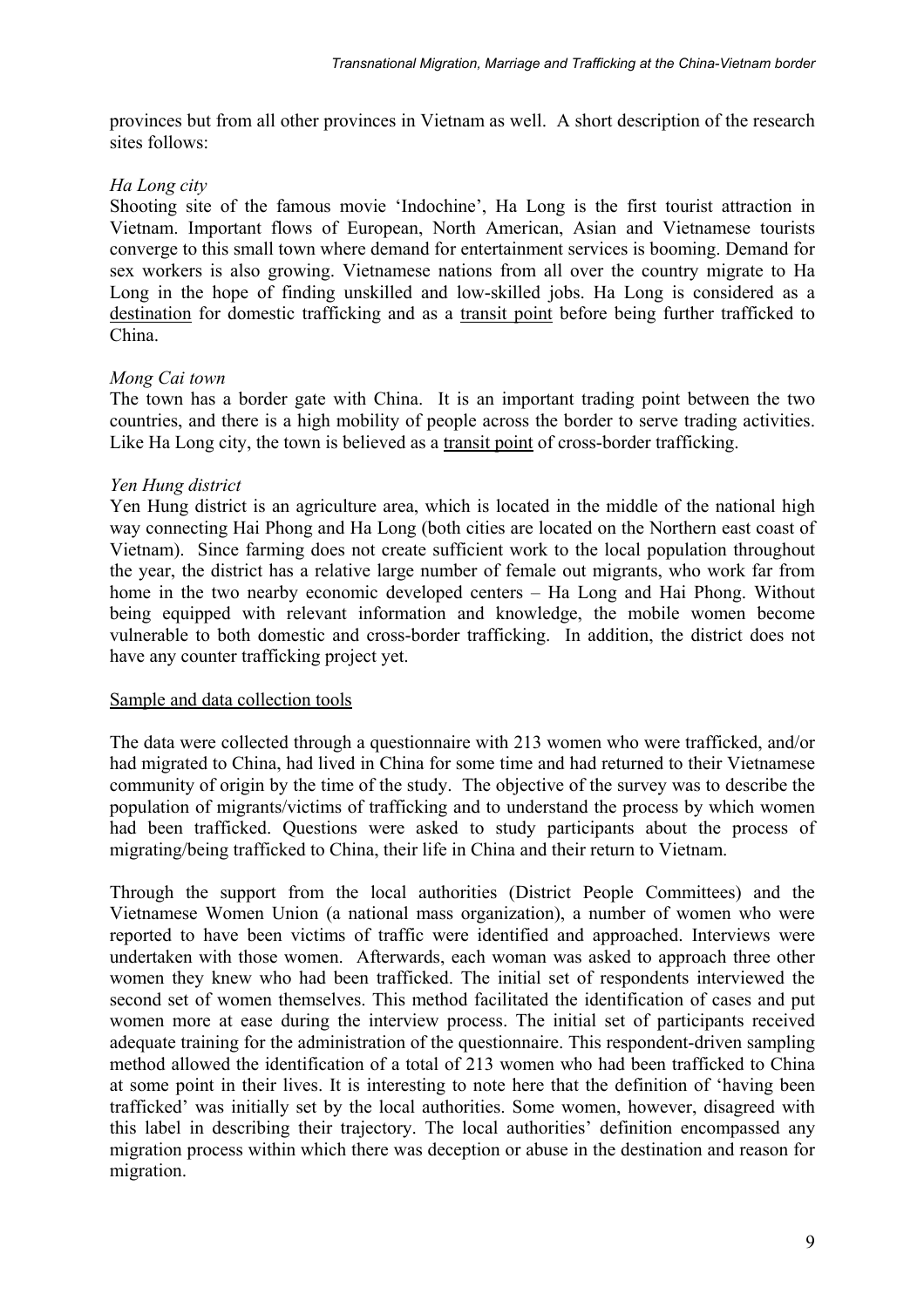provinces but from all other provinces in Vietnam as well. A short description of the research sites follows:

*Ha Long city*

Shooting site of the famous movie 'Indochine', Ha Long is the first tourist attraction in Vietnam. Important flows of European, North American, Asian and Vietnamese tourists converge to this small town where demand for entertainment services is booming. Demand for sex workers is also growing. Vietnamese nations from all over the country migrate to Ha Long in the hope of finding unskilled and low-skilled jobs. Ha Long is considered as a <u>destination</u> for domestic trafficking and as a <u>transit point</u> before being further trafficked to China.

*Mong Cai town*

The town has a border gate with China. It is an important trading point between the two countries, and there is a high mobility of people across the border to serve trading activities. Like Ha Long city, the town is believed as a <u>transit point</u> of cross-border trafficking.

*Yen Hung district*

Yen Hung district is an agriculture area, which is located in the middle of the national high way connecting Hai Phong and Ha Long (both cities are located on the Northern east coast of Vietnam). Since farming does not create sufficient work to the local population throughout the year, the district has a relative large number of female out migrants, who work far from home in the two nearby economic developed centers – Ha Long and Hai Phong. Without being equipped with relevant information and knowledge, the mobile women become vulnerable to both domestic and cross-border trafficking. In addition, the district does not have any counter trafficking project yet.

<u>Sample and data collection tools</u>

The data were collected through a questionnaire with 213 women who were trafficked, and/or had migrated to China, had lived in China for some time and had returned to their Vietnamese community of origin by the time of the study. The objective of the survey was to describe the population of migrants/victims of trafficking and to understand the process by which women had been trafficked. Questions were asked to study participants about the process of migrating/being trafficked to China, their life in China and their return to Vietnam.

Through the support from the local authorities (District People Committees) and the Vietnamese Women Union (a national mass organization), a number of women who were reported to have been victims of traffic were identified and approached. Interviews were undertaken with those women. Afterwards, each woman was asked to approach three other women they knew who had been trafficked. The initial set of respondents interviewed the second set of women themselves. This method facilitated the identification of cases and put women more at ease during the interview process. The initial set of participants received adequate training for the administration of the questionnaire. This respondent-driven sampling method allowed the identification of a total of 213 women who had been trafficked to China at some point in their lives. It is interesting to note here that the definition of 'having been trafficked' was initially set by the local authorities. Some women, however, disagreed with this label in describing their trajectory. The local authorities' definition encompassed any migration process within which there was deception or abuse in the destination and reason for migration.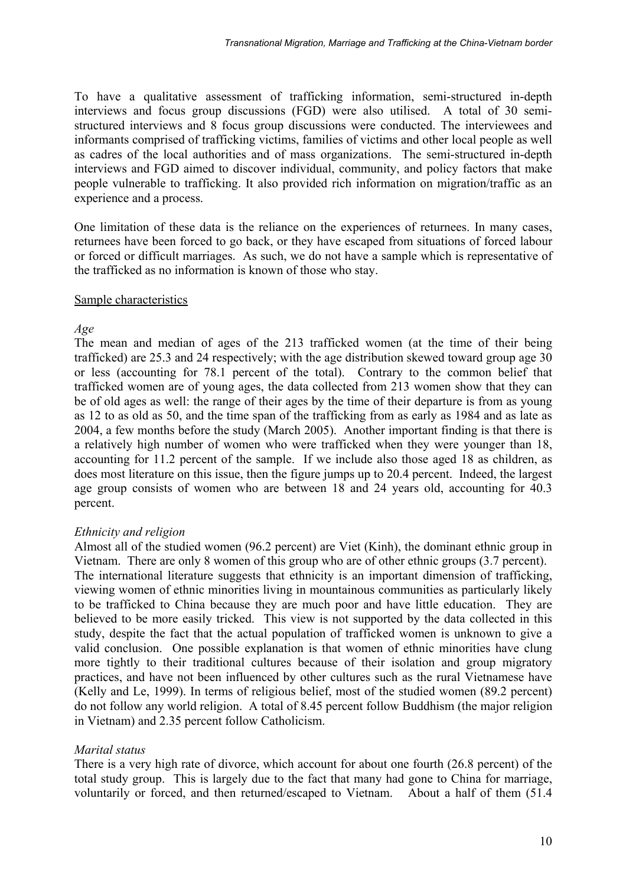To have a qualitative assessment of trafficking information, semi-structured in-depth interviews and focus group discussions (FGD) were also utilised. A total of 30 semi-structured interviews and 8 focus group discussions were conducted. The interviewees and informants comprised of trafficking victims, families of victims and other local people as well as cadres of the local authorities and of mass organizations. The semi-structured in-depth interviews and FGD aimed to discover individual, community, and policy factors that make people vulnerable to trafficking. It also provided rich information on migration/traffic as an experience and a process.

One limitation of these data is the reliance on the experiences of returnees. In many cases, returnees have been forced to go back, or they have escaped from situations of forced labour or forced or difficult marriages. As such, we do not have a sample which is representative of the trafficked as no information is known of those who stay.

<u>Sample characteristics</u>

*Age*

The mean and median of ages of the 213 trafficked women (at the time of their being trafficked) are 25.3 and 24 respectively; with the age distribution skewed toward group age 30 or less (accounting for 78.1 percent of the total). Contrary to the common belief that trafficked women are of young ages, the data collected from 213 women show that they can be of old ages as well: the range of their ages by the time of their departure is from as young as 12 to as old as 50, and the time span of the trafficking from as early as 1984 and as late as 2004, a few months before the study (March 2005). Another important finding is that there is a relatively high number of women who were trafficked when they were younger than 18, accounting for 11.2 percent of the sample. If we include also those aged 18 as children, as does most literature on this issue, then the figure jumps up to 20.4 percent. Indeed, the largest age group consists of women who are between 18 and 24 years old, accounting for 40.3 percent.

*Ethnicity and religion*

Almost all of the studied women (96.2 percent) are Viet (Kinh), the dominant ethnic group in Vietnam. There are only 8 women of this group who are of other ethnic groups (3.7 percent). The international literature suggests that ethnicity is an important dimension of trafficking, viewing women of ethnic minorities living in mountainous communities as particularly likely to be trafficked to China because they are much poor and have little education. They are believed to be more easily tricked. This view is not supported by the data collected in this study, despite the fact that the actual population of trafficked women is unknown to give a valid conclusion. One possible explanation is that women of ethnic minorities have clung more tightly to their traditional cultures because of their isolation and group migratory practices, and have not been influenced by other cultures such as the rural Vietnamese have (Kelly and Le, 1999). In terms of religious belief, most of the studied women (89.2 percent) do not follow any world religion. A total of 8.45 percent follow Buddhism (the major religion in Vietnam) and 2.35 percent follow Catholicism.

*Marital status*

There is a very high rate of divorce, which account for about one fourth (26.8 percent) of the total study group. This is largely due to the fact that many had gone to China for marriage, voluntarily or forced, and then returned/escaped to Vietnam. About a half of them (51.4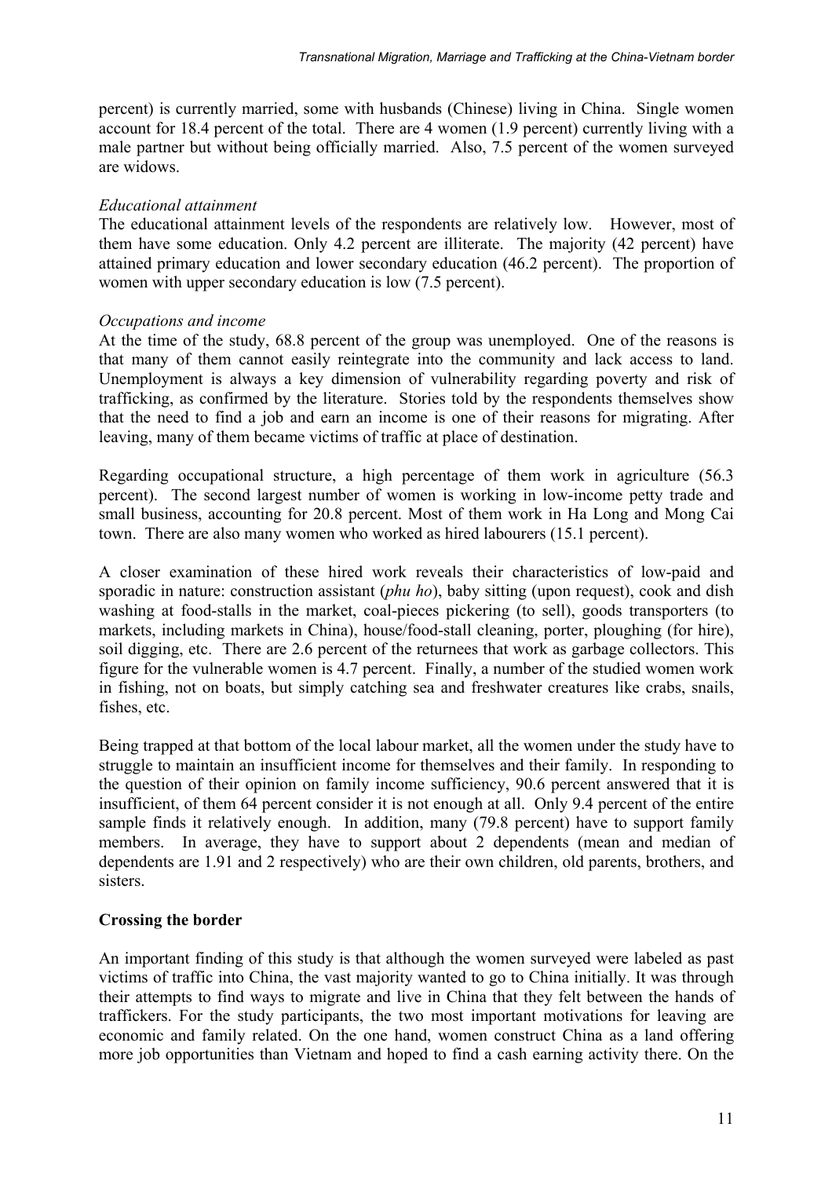percent) is currently married, some with husbands (Chinese) living in China. Single women account for 18.4 percent of the total. There are 4 women (1.9 percent) currently living with a male partner but without being officially married. Also, 7.5 percent of the women surveyed are widows.

*Educational attainment*

The educational attainment levels of the respondents are relatively low. However, most of them have some education. Only 4.2 percent are illiterate. The majority (42 percent) have attained primary education and lower secondary education (46.2 percent). The proportion of women with upper secondary education is low (7.5 percent).

*Occupations and income*

At the time of the study, 68.8 percent of the group was unemployed. One of the reasons is that many of them cannot easily reintegrate into the community and lack access to land. Unemployment is always a key dimension of vulnerability regarding poverty and risk of trafficking, as confirmed by the literature. Stories told by the respondents themselves show that the need to find a job and earn an income is one of their reasons for migrating. After leaving, many of them became victims of traffic at place of destination.

Regarding occupational structure, a high percentage of them work in agriculture (56.3 percent). The second largest number of women is working in low-income petty trade and small business, accounting for 20.8 percent. Most of them work in Ha Long and Mong Cai town. There are also many women who worked as hired labourers (15.1 percent).

A closer examination of these hired work reveals their characteristics of low-paid and sporadic in nature: construction assistant (*phu ho*), baby sitting (upon request), cook and dish washing at food-stalls in the market, coal-pieces pickering (to sell), goods transporters (to markets, including markets in China), house/food-stall cleaning, porter, ploughing (for hire), soil digging, etc. There are 2.6 percent of the returnees that work as garbage collectors. This figure for the vulnerable women is 4.7 percent. Finally, a number of the studied women work in fishing, not on boats, but simply catching sea and freshwater creatures like crabs, snails, fishes, etc.

Being trapped at that bottom of the local labour market, all the women under the study have to struggle to maintain an insufficient income for themselves and their family. In responding to the question of their opinion on family income sufficiency, 90.6 percent answered that it is insufficient, of them 64 percent consider it is not enough at all. Only 9.4 percent of the entire sample finds it relatively enough. In addition, many (79.8 percent) have to support family members. In average, they have to support about 2 dependents (mean and median of dependents are 1.91 and 2 respectively) who are their own children, old parents, brothers, and sisters.

**Crossing the border**

An important finding of this study is that although the women surveyed were labeled as past victims of traffic into China, the vast majority wanted to go to China initially. It was through their attempts to find ways to migrate and live in China that they felt between the hands of traffickers. For the study participants, the two most important motivations for leaving are economic and family related. On the one hand, women construct China as a land offering more job opportunities than Vietnam and hoped to find a cash earning activity there. On the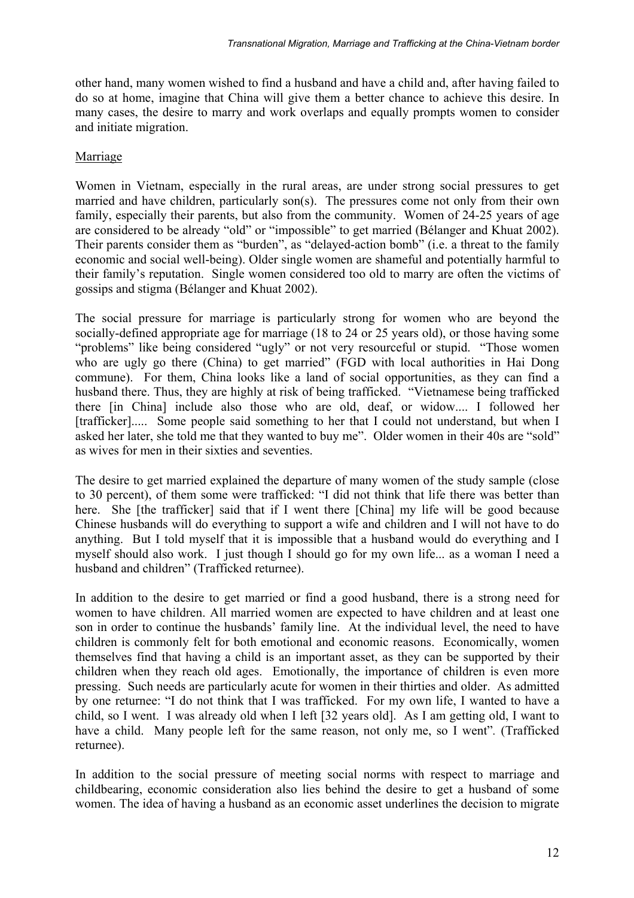other hand, many women wished to find a husband and have a child and, after having failed to do so at home, imagine that China will give them a better chance to achieve this desire. In many cases, the desire to marry and work overlaps and equally prompts women to consider and initiate migration.

Marriage

Women in Vietnam, especially in the rural areas, are under strong social pressures to get married and have children, particularly son(s). The pressures come not only from their own family, especially their parents, but also from the community. Women of 24-25 years of age are considered to be already "old" or "impossible" to get married (Bélanger and Khuat 2002). Their parents consider them as "burden", as "delayed-action bomb" (i.e. a threat to the family economic and social well-being). Older single women are shameful and potentially harmful to their family's reputation. Single women considered too old to marry are often the victims of gossips and stigma (Bélanger and Khuat 2002).

The social pressure for marriage is particularly strong for women who are beyond the socially-defined appropriate age for marriage (18 to 24 or 25 years old), or those having some "problems" like being considered "ugly" or not very resourceful or stupid. "Those women who are ugly go there (China) to get married" (FGD with local authorities in Hai Dong commune). For them, China looks like a land of social opportunities, as they can find a husband there. Thus, they are highly at risk of being trafficked. "Vietnamese being trafficked there [in China] include also those who are old, deaf, or widow.... I followed her [trafficker]..... Some people said something to her that I could not understand, but when I asked her later, she told me that they wanted to buy me". Older women in their 40s are "sold" as wives for men in their sixties and seventies.

The desire to get married explained the departure of many women of the study sample (close to 30 percent), of them some were trafficked: "I did not think that life there was better than here. She [the trafficker] said that if I went there [China] my life will be good because Chinese husbands will do everything to support a wife and children and I will not have to do anything. But I told myself that it is impossible that a husband would do everything and I myself should also work. I just though I should go for my own life... as a woman I need a husband and children" (Trafficked returnee).

In addition to the desire to get married or find a good husband, there is a strong need for women to have children. All married women are expected to have children and at least one son in order to continue the husbands' family line. At the individual level, the need to have children is commonly felt for both emotional and economic reasons. Economically, women themselves find that having a child is an important asset, as they can be supported by their children when they reach old ages. Emotionally, the importance of children is even more pressing. Such needs are particularly acute for women in their thirties and older. As admitted by one returnee: "I do not think that I was trafficked. For my own life, I wanted to have a child, so I went. I was already old when I left [32 years old]. As I am getting old, I want to have a child. Many people left for the same reason, not only me, so I went". (Trafficked returnee).

In addition to the social pressure of meeting social norms with respect to marriage and childbearing, economic consideration also lies behind the desire to get a husband of some women. The idea of having a husband as an economic asset underlines the decision to migrate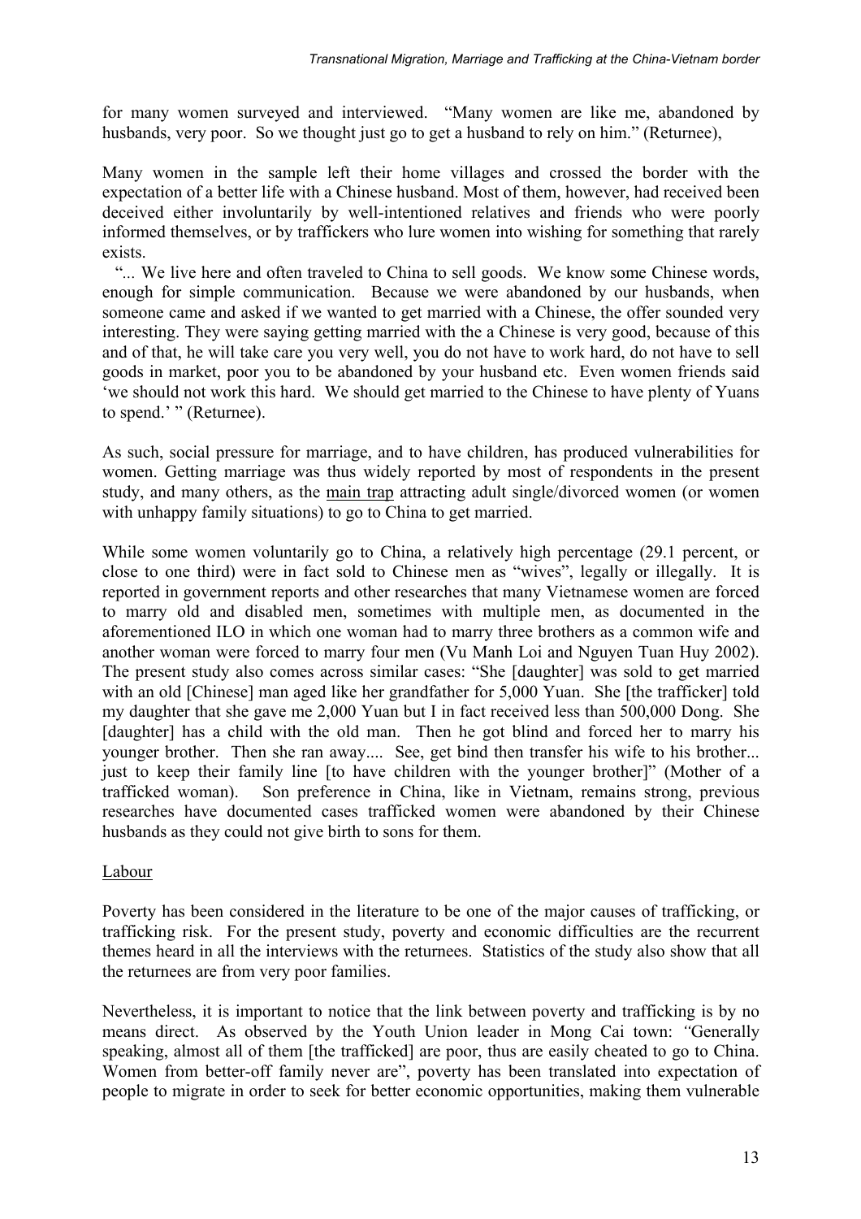for many women surveyed and interviewed. "Many women are like me, abandoned by husbands, very poor. So we thought just go to get a husband to rely on him." (Returnee),

Many women in the sample left their home villages and crossed the border with the expectation of a better life with a Chinese husband. Most of them, however, had received been deceived either involuntarily by well-intentioned relatives and friends who were poorly informed themselves, or by traffickers who lure women into wishing for something that rarely exists.

"... We live here and often traveled to China to sell goods. We know some Chinese words, enough for simple communication. Because we were abandoned by our husbands, when someone came and asked if we wanted to get married with a Chinese, the offer sounded very interesting. They were saying getting married with the a Chinese is very good, because of this and of that, he will take care you very well, you do not have to work hard, do not have to sell goods in market, poor you to be abandoned by your husband etc. Even women friends said 'we should not work this hard. We should get married to the Chinese to have plenty of Yuans to spend.' " (Returnee).

As such, social pressure for marriage, and to have children, has produced vulnerabilities for women. Getting marriage was thus widely reported by most of respondents in the present study, and many others, as the main trap attracting adult single/divorced women (or women with unhappy family situations) to go to China to get married.

While some women voluntarily go to China, a relatively high percentage (29.1 percent, or close to one third) were in fact sold to Chinese men as "wives", legally or illegally. It is reported in government reports and other researches that many Vietnamese women are forced to marry old and disabled men, sometimes with multiple men, as documented in the aforementioned ILO in which one woman had to marry three brothers as a common wife and another woman were forced to marry four men (Vu Manh Loi and Nguyen Tuan Huy 2002). The present study also comes across similar cases: "She [daughter] was sold to get married with an old [Chinese] man aged like her grandfather for 5,000 Yuan. She [the trafficker] told my daughter that she gave me 2,000 Yuan but I in fact received less than 500,000 Dong. She [daughter] has a child with the old man. Then he got blind and forced her to marry his younger brother. Then she ran away.... See, get bind then transfer his wife to his brother... just to keep their family line [to have children with the younger brother]" (Mother of a trafficked woman). Son preference in China, like in Vietnam, remains strong, previous researches have documented cases trafficked women were abandoned by their Chinese husbands as they could not give birth to sons for them.

## Labour

Poverty has been considered in the literature to be one of the major causes of trafficking, or trafficking risk. For the present study, poverty and economic difficulties are the recurrent themes heard in all the interviews with the returnees. Statistics of the study also show that all the returnees are from very poor families.

Nevertheless, it is important to notice that the link between poverty and trafficking is by no means direct. As observed by the Youth Union leader in Mong Cai town: *"*Generally speaking, almost all of them [the trafficked] are poor, thus are easily cheated to go to China. Women from better-off family never are", poverty has been translated into expectation of people to migrate in order to seek for better economic opportunities, making them vulnerable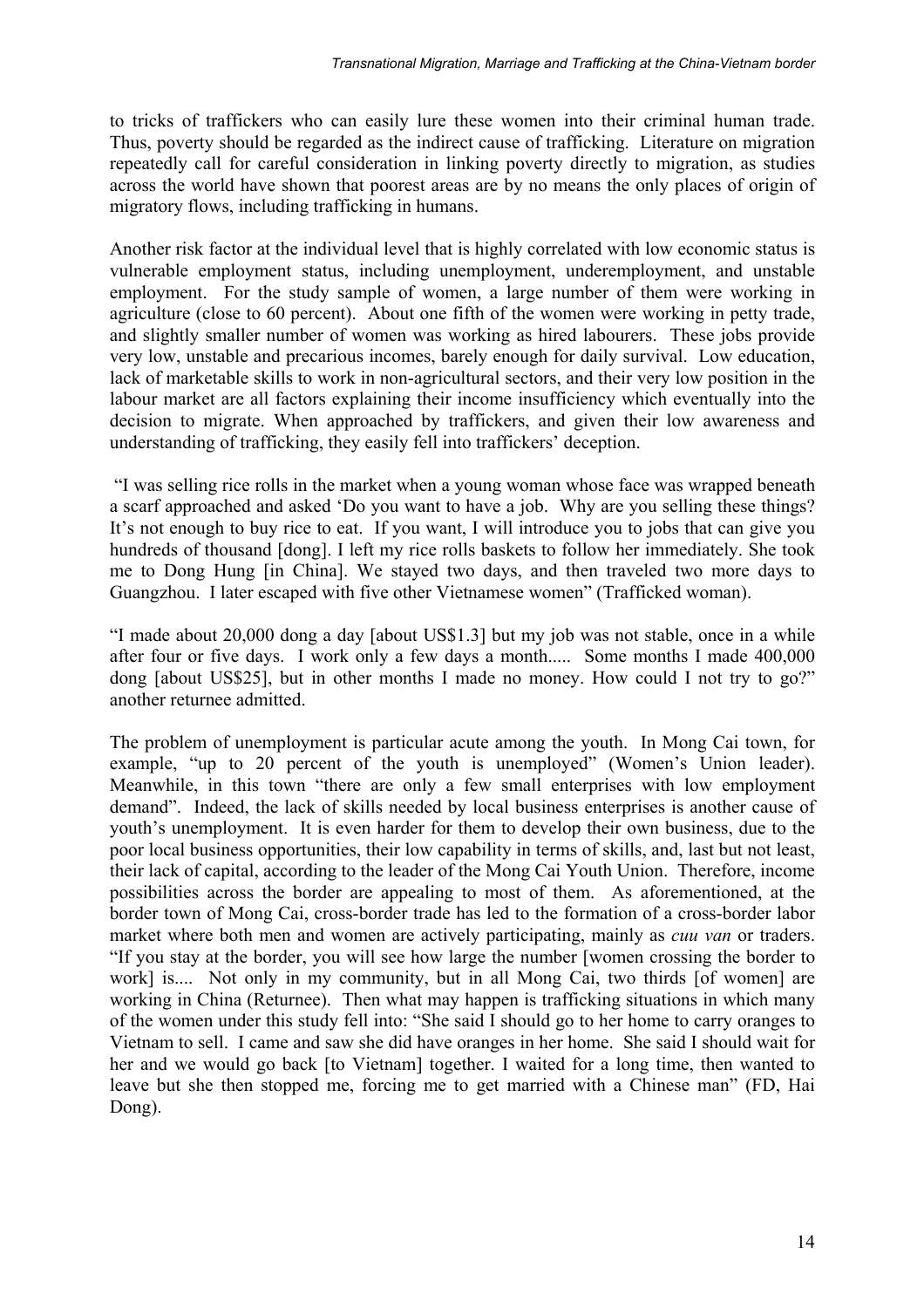to tricks of traffickers who can easily lure these women into their criminal human trade. Thus, poverty should be regarded as the indirect cause of trafficking. Literature on migration repeatedly call for careful consideration in linking poverty directly to migration, as studies across the world have shown that poorest areas are by no means the only places of origin of migratory flows, including trafficking in humans.

Another risk factor at the individual level that is highly correlated with low economic status is vulnerable employment status, including unemployment, underemployment, and unstable employment. For the study sample of women, a large number of them were working in agriculture (close to 60 percent). About one fifth of the women were working in petty trade, and slightly smaller number of women was working as hired labourers. These jobs provide very low, unstable and precarious incomes, barely enough for daily survival. Low education, lack of marketable skills to work in non-agricultural sectors, and their very low position in the labour market are all factors explaining their income insufficiency which eventually into the decision to migrate. When approached by traffickers, and given their low awareness and understanding of trafficking, they easily fell into traffickers' deception.

"I was selling rice rolls in the market when a young woman whose face was wrapped beneath a scarf approached and asked 'Do you want to have a job. Why are you selling these things? It's not enough to buy rice to eat. If you want, I will introduce you to jobs that can give you hundreds of thousand [dong]. I left my rice rolls baskets to follow her immediately. She took me to Dong Hung [in China]. We stayed two days, and then traveled two more days to Guangzhou. I later escaped with five other Vietnamese women" (Trafficked woman).

"I made about 20,000 dong a day [about US$1.3] but my job was not stable, once in a while after four or five days. I work only a few days a month..... Some months I made 400,000 dong [about US$25], but in other months I made no money. How could I not try to go?" another returnee admitted.

The problem of unemployment is particular acute among the youth. In Mong Cai town, for example, "up to 20 percent of the youth is unemployed" (Women's Union leader). Meanwhile, in this town "there are only a few small enterprises with low employment demand". Indeed, the lack of skills needed by local business enterprises is another cause of youth's unemployment. It is even harder for them to develop their own business, due to the poor local business opportunities, their low capability in terms of skills, and, last but not least, their lack of capital, according to the leader of the Mong Cai Youth Union. Therefore, income possibilities across the border are appealing to most of them. As aforementioned, at the border town of Mong Cai, cross-border trade has led to the formation of a cross-border labor market where both men and women are actively participating, mainly as *cuu van* or traders. "If you stay at the border, you will see how large the number [women crossing the border to work] is.... Not only in my community, but in all Mong Cai, two thirds [of women] are working in China (Returnee). Then what may happen is trafficking situations in which many of the women under this study fell into: "She said I should go to her home to carry oranges to Vietnam to sell. I came and saw she did have oranges in her home. She said I should wait for her and we would go back [to Vietnam] together. I waited for a long time, then wanted to leave but she then stopped me, forcing me to get married with a Chinese man" (FD, Hai Dong).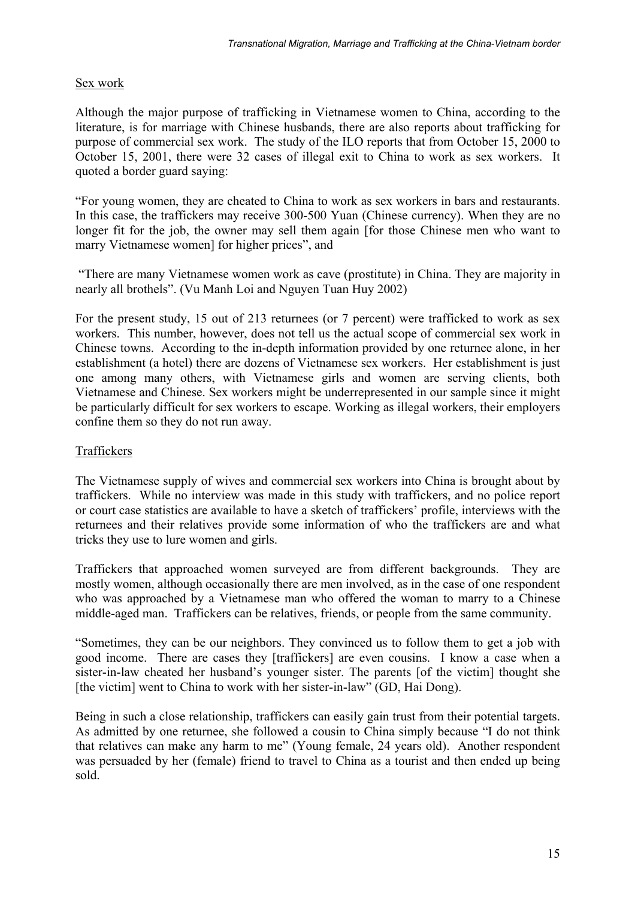## Sex work

Although the major purpose of trafficking in Vietnamese women to China, according to the literature, is for marriage with Chinese husbands, there are also reports about trafficking for purpose of commercial sex work. The study of the ILO reports that from October 15, 2000 to October 15, 2001, there were 32 cases of illegal exit to China to work as sex workers. It quoted a border guard saying:

"For young women, they are cheated to China to work as sex workers in bars and restaurants. In this case, the traffickers may receive 300-500 Yuan (Chinese currency). When they are no longer fit for the job, the owner may sell them again [for those Chinese men who want to marry Vietnamese women] for higher prices", and

"There are many Vietnamese women work as cave (prostitute) in China. They are majority in nearly all brothels". (Vu Manh Loi and Nguyen Tuan Huy 2002)

For the present study, 15 out of 213 returnees (or 7 percent) were trafficked to work as sex workers. This number, however, does not tell us the actual scope of commercial sex work in Chinese towns. According to the in-depth information provided by one returnee alone, in her establishment (a hotel) there are dozens of Vietnamese sex workers. Her establishment is just one among many others, with Vietnamese girls and women are serving clients, both Vietnamese and Chinese. Sex workers might be underrepresented in our sample since it might be particularly difficult for sex workers to escape. Working as illegal workers, their employers confine them so they do not run away.

## Traffickers

The Vietnamese supply of wives and commercial sex workers into China is brought about by traffickers. While no interview was made in this study with traffickers, and no police report or court case statistics are available to have a sketch of traffickers' profile, interviews with the returnees and their relatives provide some information of who the traffickers are and what tricks they use to lure women and girls.

Traffickers that approached women surveyed are from different backgrounds. They are mostly women, although occasionally there are men involved, as in the case of one respondent who was approached by a Vietnamese man who offered the woman to marry to a Chinese middle-aged man. Traffickers can be relatives, friends, or people from the same community.

"Sometimes, they can be our neighbors. They convinced us to follow them to get a job with good income. There are cases they [traffickers] are even cousins. I know a case when a sister-in-law cheated her husband's younger sister. The parents [of the victim] thought she [the victim] went to China to work with her sister-in-law" (GD, Hai Dong).

Being in such a close relationship, traffickers can easily gain trust from their potential targets. As admitted by one returnee, she followed a cousin to China simply because "I do not think that relatives can make any harm to me" (Young female, 24 years old). Another respondent was persuaded by her (female) friend to travel to China as a tourist and then ended up being sold.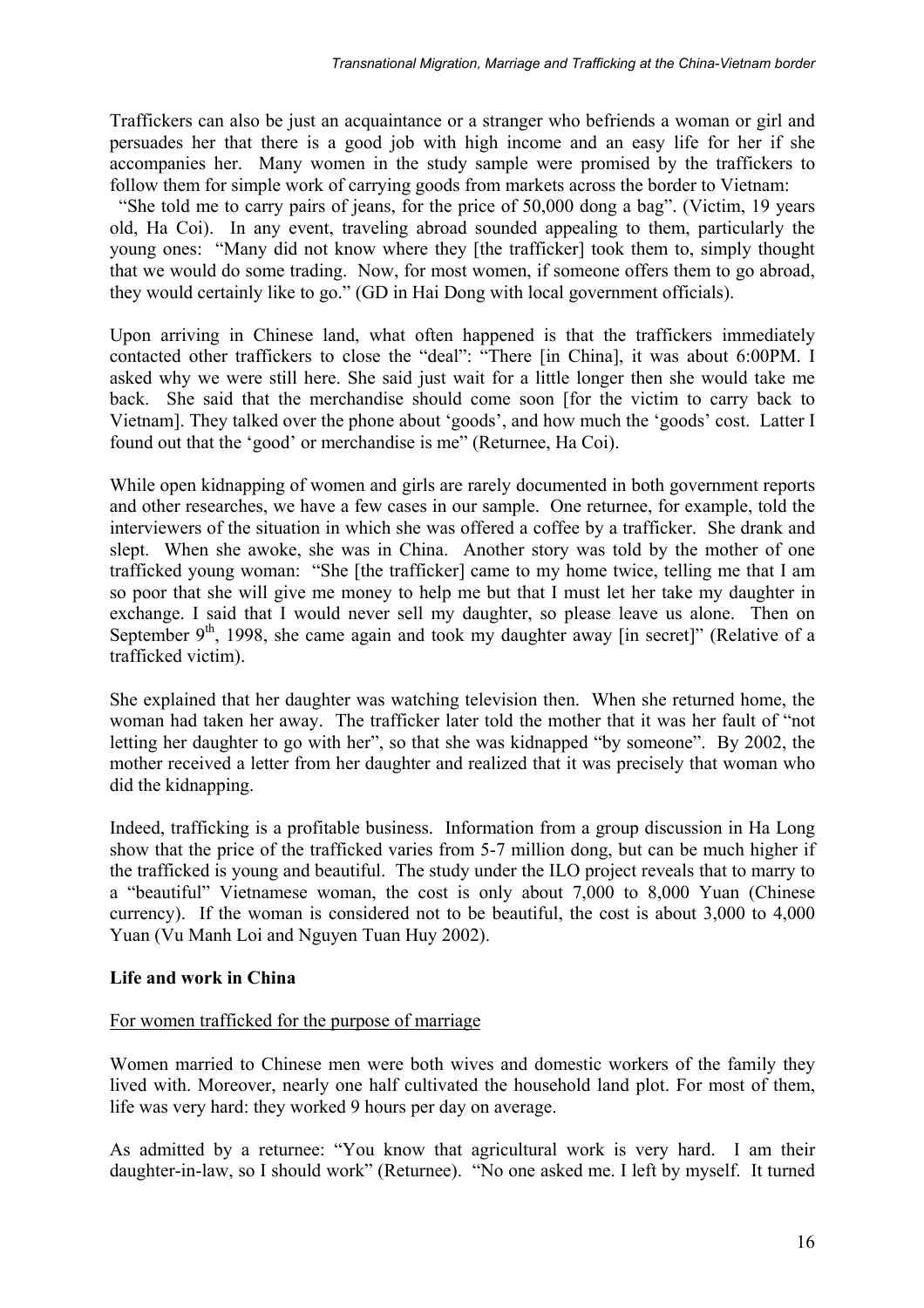Traffickers can also be just an acquaintance or a stranger who befriends a woman or girl and persuades her that there is a good job with high income and an easy life for her if she accompanies her. Many women in the study sample were promised by the traffickers to follow them for simple work of carrying goods from markets across the border to Vietnam:

"She told me to carry pairs of jeans, for the price of 50,000 dong a bag". (Victim, 19 years old, Ha Coi). In any event, traveling abroad sounded appealing to them, particularly the young ones: "Many did not know where they [the trafficker] took them to, simply thought that we would do some trading. Now, for most women, if someone offers them to go abroad, they would certainly like to go." (GD in Hai Dong with local government officials).

Upon arriving in Chinese land, what often happened is that the traffickers immediately contacted other traffickers to close the "deal": "There [in China], it was about 6:00PM. I asked why we were still here. She said just wait for a little longer then she would take me back. She said that the merchandise should come soon [for the victim to carry back to Vietnam]. They talked over the phone about 'goods', and how much the 'goods' cost. Latter I found out that the 'good' or merchandise is me" (Returnee, Ha Coi).

While open kidnapping of women and girls are rarely documented in both government reports and other researches, we have a few cases in our sample. One returnee, for example, told the interviewers of the situation in which she was offered a coffee by a trafficker. She drank and slept. When she awoke, she was in China. Another story was told by the mother of one trafficked young woman: "She [the trafficker] came to my home twice, telling me that I am so poor that she will give me money to help me but that I must let her take my daughter in exchange. I said that I would never sell my daughter, so please leave us alone. Then on September 9th, 1998, she came again and took my daughter away [in secret]" (Relative of a trafficked victim).

She explained that her daughter was watching television then. When she returned home, the woman had taken her away. The trafficker later told the mother that it was her fault of "not letting her daughter to go with her", so that she was kidnapped "by someone". By 2002, the mother received a letter from her daughter and realized that it was precisely that woman who did the kidnapping.

Indeed, trafficking is a profitable business. Information from a group discussion in Ha Long show that the price of the trafficked varies from 5-7 million dong, but can be much higher if the trafficked is young and beautiful. The study under the ILO project reveals that to marry to a "beautiful" Vietnamese woman, the cost is only about 7,000 to 8,000 Yuan (Chinese currency). If the woman is considered not to be beautiful, the cost is about 3,000 to 4,000 Yuan (Vu Manh Loi and Nguyen Tuan Huy 2002).

**Life and work in China**

<u>For women trafficked for the purpose of marriage</u>

Women married to Chinese men were both wives and domestic workers of the family they lived with. Moreover, nearly one half cultivated the household land plot. For most of them, life was very hard: they worked 9 hours per day on average.

As admitted by a returnee: "You know that agricultural work is very hard. I am their daughter-in-law, so I should work" (Returnee). "No one asked me. I left by myself. It turned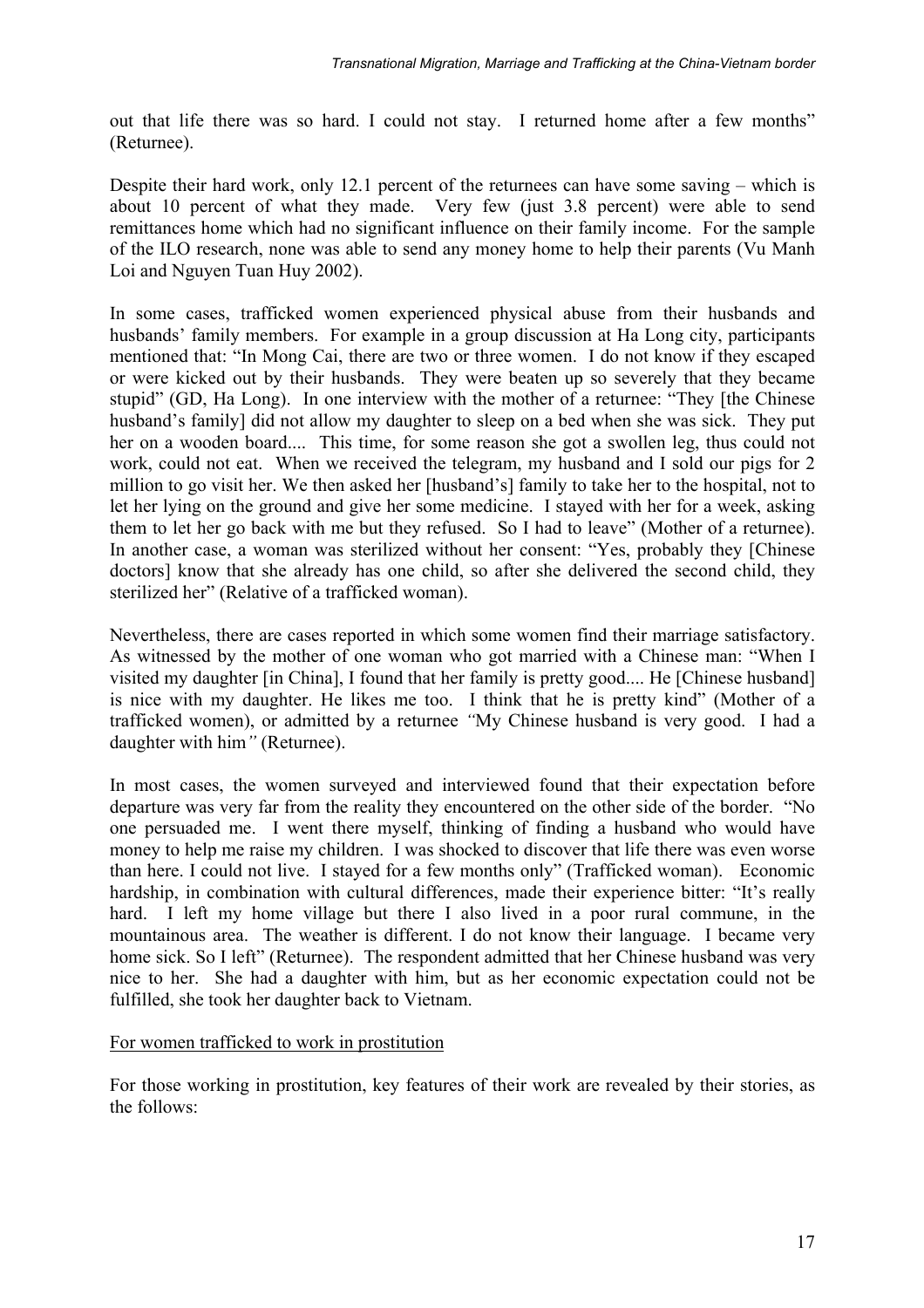out that life there was so hard. I could not stay. I returned home after a few months" (Returnee).

Despite their hard work, only 12.1 percent of the returnees can have some saving – which is about 10 percent of what they made. Very few (just 3.8 percent) were able to send remittances home which had no significant influence on their family income. For the sample of the ILO research, none was able to send any money home to help their parents (Vu Manh Loi and Nguyen Tuan Huy 2002).

In some cases, trafficked women experienced physical abuse from their husbands and husbands' family members. For example in a group discussion at Ha Long city, participants mentioned that: "In Mong Cai, there are two or three women. I do not know if they escaped or were kicked out by their husbands. They were beaten up so severely that they became stupid" (GD, Ha Long). In one interview with the mother of a returnee: "They [the Chinese husband's family] did not allow my daughter to sleep on a bed when she was sick. They put her on a wooden board.... This time, for some reason she got a swollen leg, thus could not work, could not eat. When we received the telegram, my husband and I sold our pigs for 2 million to go visit her. We then asked her [husband's] family to take her to the hospital, not to let her lying on the ground and give her some medicine. I stayed with her for a week, asking them to let her go back with me but they refused. So I had to leave" (Mother of a returnee). In another case, a woman was sterilized without her consent: "Yes, probably they [Chinese doctors] know that she already has one child, so after she delivered the second child, they sterilized her" (Relative of a trafficked woman).

Nevertheless, there are cases reported in which some women find their marriage satisfactory. As witnessed by the mother of one woman who got married with a Chinese man: "When I visited my daughter [in China], I found that her family is pretty good.... He [Chinese husband] is nice with my daughter. He likes me too. I think that he is pretty kind" (Mother of a trafficked women), or admitted by a returnee *"*My Chinese husband is very good. I had a daughter with him*"* (Returnee).

In most cases, the women surveyed and interviewed found that their expectation before departure was very far from the reality they encountered on the other side of the border. "No one persuaded me. I went there myself, thinking of finding a husband who would have money to help me raise my children. I was shocked to discover that life there was even worse than here. I could not live. I stayed for a few months only" (Trafficked woman). Economic hardship, in combination with cultural differences, made their experience bitter: "It's really hard. I left my home village but there I also lived in a poor rural commune, in the mountainous area. The weather is different. I do not know their language. I became very home sick. So I left" (Returnee). The respondent admitted that her Chinese husband was very nice to her. She had a daughter with him, but as her economic expectation could not be fulfilled, she took her daughter back to Vietnam.

<u>For women trafficked to work in prostitution</u>

For those working in prostitution, key features of their work are revealed by their stories, as the follows: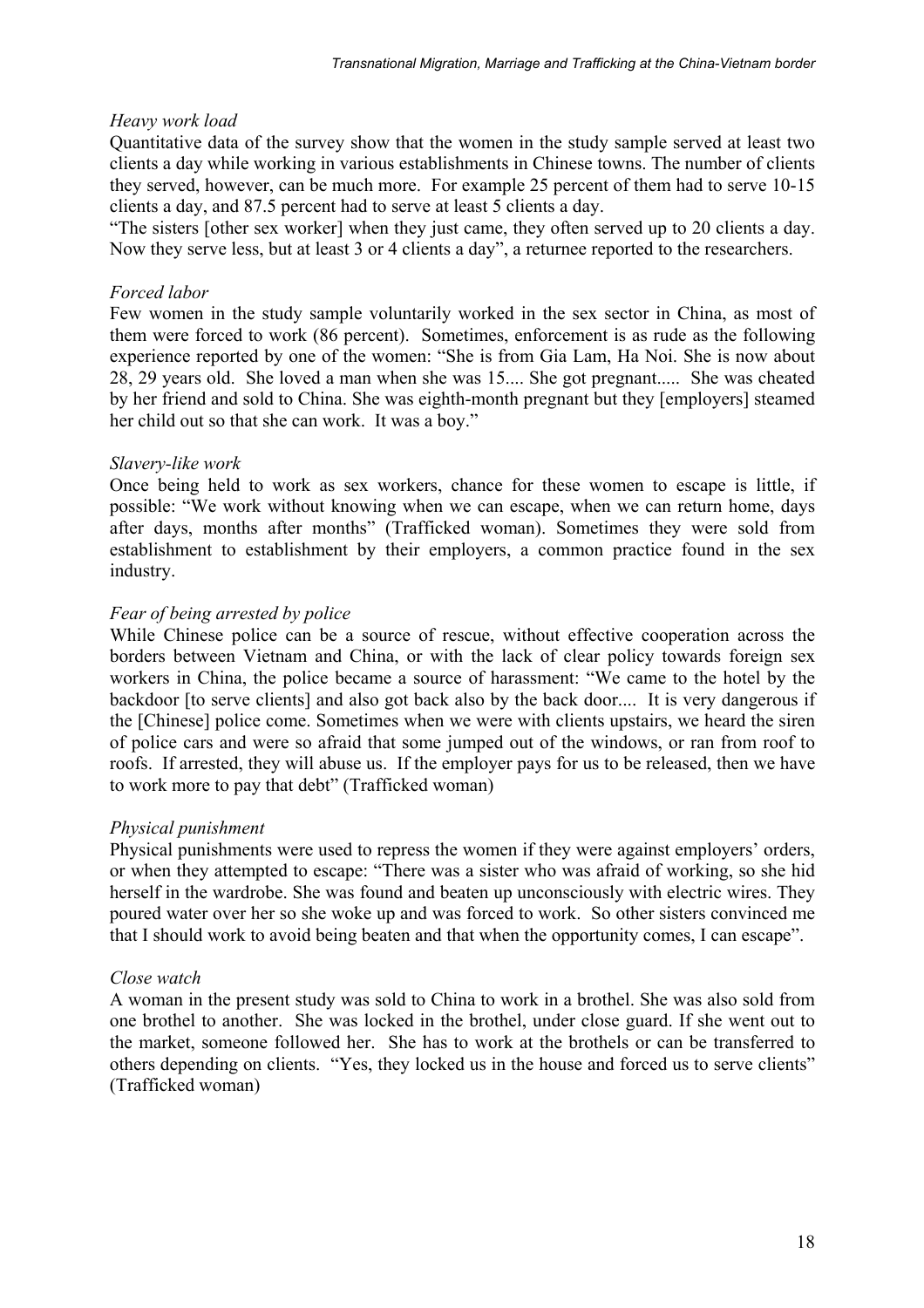*Heavy work load*

Quantitative data of the survey show that the women in the study sample served at least two clients a day while working in various establishments in Chinese towns. The number of clients they served, however, can be much more. For example 25 percent of them had to serve 10-15 clients a day, and 87.5 percent had to serve at least 5 clients a day.

"The sisters [other sex worker] when they just came, they often served up to 20 clients a day. Now they serve less, but at least 3 or 4 clients a day", a returnee reported to the researchers.

*Forced labor*

Few women in the study sample voluntarily worked in the sex sector in China, as most of them were forced to work (86 percent). Sometimes, enforcement is as rude as the following experience reported by one of the women: "She is from Gia Lam, Ha Noi. She is now about 28, 29 years old. She loved a man when she was 15.... She got pregnant..... She was cheated by her friend and sold to China. She was eighth-month pregnant but they [employers] steamed her child out so that she can work. It was a boy."

*Slavery-like work*

Once being held to work as sex workers, chance for these women to escape is little, if possible: "We work without knowing when we can escape, when we can return home, days after days, months after months" (Trafficked woman). Sometimes they were sold from establishment to establishment by their employers, a common practice found in the sex industry.

*Fear of being arrested by police*

While Chinese police can be a source of rescue, without effective cooperation across the borders between Vietnam and China, or with the lack of clear policy towards foreign sex workers in China, the police became a source of harassment: "We came to the hotel by the backdoor [to serve clients] and also got back also by the back door.... It is very dangerous if the [Chinese] police come. Sometimes when we were with clients upstairs, we heard the siren of police cars and were so afraid that some jumped out of the windows, or ran from roof to roofs. If arrested, they will abuse us. If the employer pays for us to be released, then we have to work more to pay that debt" (Trafficked woman)

*Physical punishment*

Physical punishments were used to repress the women if they were against employers' orders, or when they attempted to escape: "There was a sister who was afraid of working, so she hid herself in the wardrobe. She was found and beaten up unconsciously with electric wires. They poured water over her so she woke up and was forced to work. So other sisters convinced me that I should work to avoid being beaten and that when the opportunity comes, I can escape".

*Close watch*

A woman in the present study was sold to China to work in a brothel. She was also sold from one brothel to another. She was locked in the brothel, under close guard. If she went out to the market, someone followed her. She has to work at the brothels or can be transferred to others depending on clients. "Yes, they locked us in the house and forced us to serve clients" (Trafficked woman)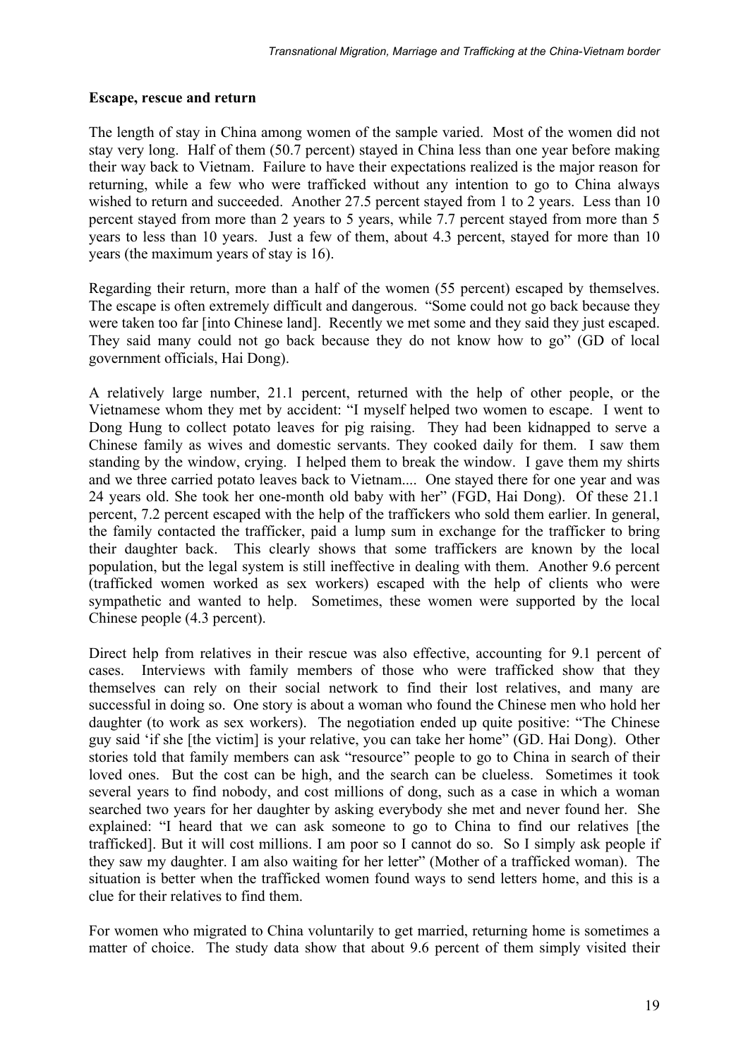**Escape, rescue and return**

The length of stay in China among women of the sample varied. Most of the women did not stay very long. Half of them (50.7 percent) stayed in China less than one year before making their way back to Vietnam. Failure to have their expectations realized is the major reason for returning, while a few who were trafficked without any intention to go to China always wished to return and succeeded. Another 27.5 percent stayed from 1 to 2 years. Less than 10 percent stayed from more than 2 years to 5 years, while 7.7 percent stayed from more than 5 years to less than 10 years. Just a few of them, about 4.3 percent, stayed for more than 10 years (the maximum years of stay is 16).

Regarding their return, more than a half of the women (55 percent) escaped by themselves. The escape is often extremely difficult and dangerous. "Some could not go back because they were taken too far [into Chinese land]. Recently we met some and they said they just escaped. They said many could not go back because they do not know how to go" (GD of local government officials, Hai Dong).

A relatively large number, 21.1 percent, returned with the help of other people, or the Vietnamese whom they met by accident: "I myself helped two women to escape. I went to Dong Hung to collect potato leaves for pig raising. They had been kidnapped to serve a Chinese family as wives and domestic servants. They cooked daily for them. I saw them standing by the window, crying. I helped them to break the window. I gave them my shirts and we three carried potato leaves back to Vietnam.... One stayed there for one year and was 24 years old. She took her one-month old baby with her" (FGD, Hai Dong). Of these 21.1 percent, 7.2 percent escaped with the help of the traffickers who sold them earlier. In general, the family contacted the trafficker, paid a lump sum in exchange for the trafficker to bring their daughter back. This clearly shows that some traffickers are known by the local population, but the legal system is still ineffective in dealing with them. Another 9.6 percent (trafficked women worked as sex workers) escaped with the help of clients who were sympathetic and wanted to help. Sometimes, these women were supported by the local Chinese people (4.3 percent).

Direct help from relatives in their rescue was also effective, accounting for 9.1 percent of cases. Interviews with family members of those who were trafficked show that they themselves can rely on their social network to find their lost relatives, and many are successful in doing so. One story is about a woman who found the Chinese men who hold her daughter (to work as sex workers). The negotiation ended up quite positive: "The Chinese guy said 'if she [the victim] is your relative, you can take her home" (GD. Hai Dong). Other stories told that family members can ask "resource" people to go to China in search of their loved ones. But the cost can be high, and the search can be clueless. Sometimes it took several years to find nobody, and cost millions of dong, such as a case in which a woman searched two years for her daughter by asking everybody she met and never found her. She explained: "I heard that we can ask someone to go to China to find our relatives [the trafficked]. But it will cost millions. I am poor so I cannot do so. So I simply ask people if they saw my daughter. I am also waiting for her letter" (Mother of a trafficked woman). The situation is better when the trafficked women found ways to send letters home, and this is a clue for their relatives to find them.

For women who migrated to China voluntarily to get married, returning home is sometimes a matter of choice. The study data show that about 9.6 percent of them simply visited their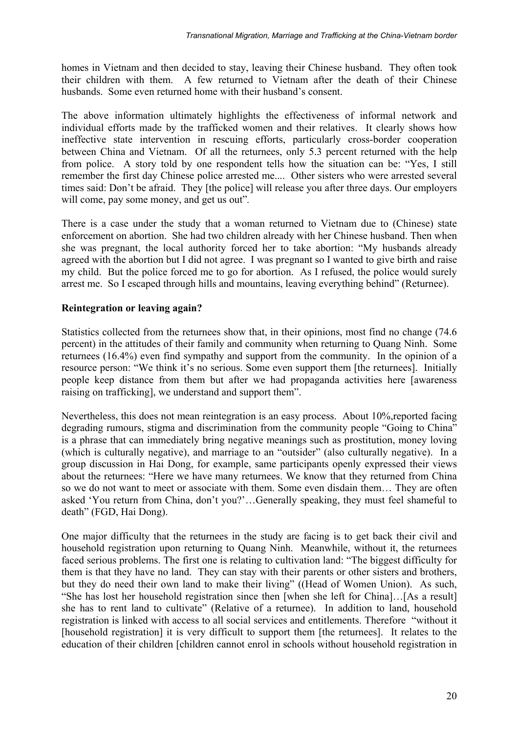homes in Vietnam and then decided to stay, leaving their Chinese husband. They often took their children with them. A few returned to Vietnam after the death of their Chinese husbands. Some even returned home with their husband's consent.

The above information ultimately highlights the effectiveness of informal network and individual efforts made by the trafficked women and their relatives. It clearly shows how ineffective state intervention in rescuing efforts, particularly cross-border cooperation between China and Vietnam. Of all the returnees, only 5.3 percent returned with the help from police. A story told by one respondent tells how the situation can be: "Yes, I still remember the first day Chinese police arrested me.... Other sisters who were arrested several times said: Don't be afraid. They [the police] will release you after three days. Our employers will come, pay some money, and get us out".

There is a case under the study that a woman returned to Vietnam due to (Chinese) state enforcement on abortion. She had two children already with her Chinese husband. Then when she was pregnant, the local authority forced her to take abortion: "My husbands already agreed with the abortion but I did not agree. I was pregnant so I wanted to give birth and raise my child. But the police forced me to go for abortion. As I refused, the police would surely arrest me. So I escaped through hills and mountains, leaving everything behind" (Returnee).

**Reintegration or leaving again?**

Statistics collected from the returnees show that, in their opinions, most find no change (74.6 percent) in the attitudes of their family and community when returning to Quang Ninh. Some returnees (16.4%) even find sympathy and support from the community. In the opinion of a resource person: "We think it's no serious. Some even support them [the returnees]. Initially people keep distance from them but after we had propaganda activities here [awareness raising on trafficking], we understand and support them".

Nevertheless, this does not mean reintegration is an easy process. About 10%,reported facing degrading rumours, stigma and discrimination from the community people "Going to China" is a phrase that can immediately bring negative meanings such as prostitution, money loving (which is culturally negative), and marriage to an "outsider" (also culturally negative). In a group discussion in Hai Dong, for example, same participants openly expressed their views about the returnees: "Here we have many returnees. We know that they returned from China so we do not want to meet or associate with them. Some even disdain them… They are often asked 'You return from China, don't you?'…Generally speaking, they must feel shameful to death" (FGD, Hai Dong).

One major difficulty that the returnees in the study are facing is to get back their civil and household registration upon returning to Quang Ninh. Meanwhile, without it, the returnees faced serious problems. The first one is relating to cultivation land: "The biggest difficulty for them is that they have no land. They can stay with their parents or other sisters and brothers, but they do need their own land to make their living" ((Head of Women Union). As such, "She has lost her household registration since then [when she left for China]…[As a result] she has to rent land to cultivate" (Relative of a returnee). In addition to land, household registration is linked with access to all social services and entitlements. Therefore "without it [household registration] it is very difficult to support them [the returnees]. It relates to the education of their children [children cannot enrol in schools without household registration in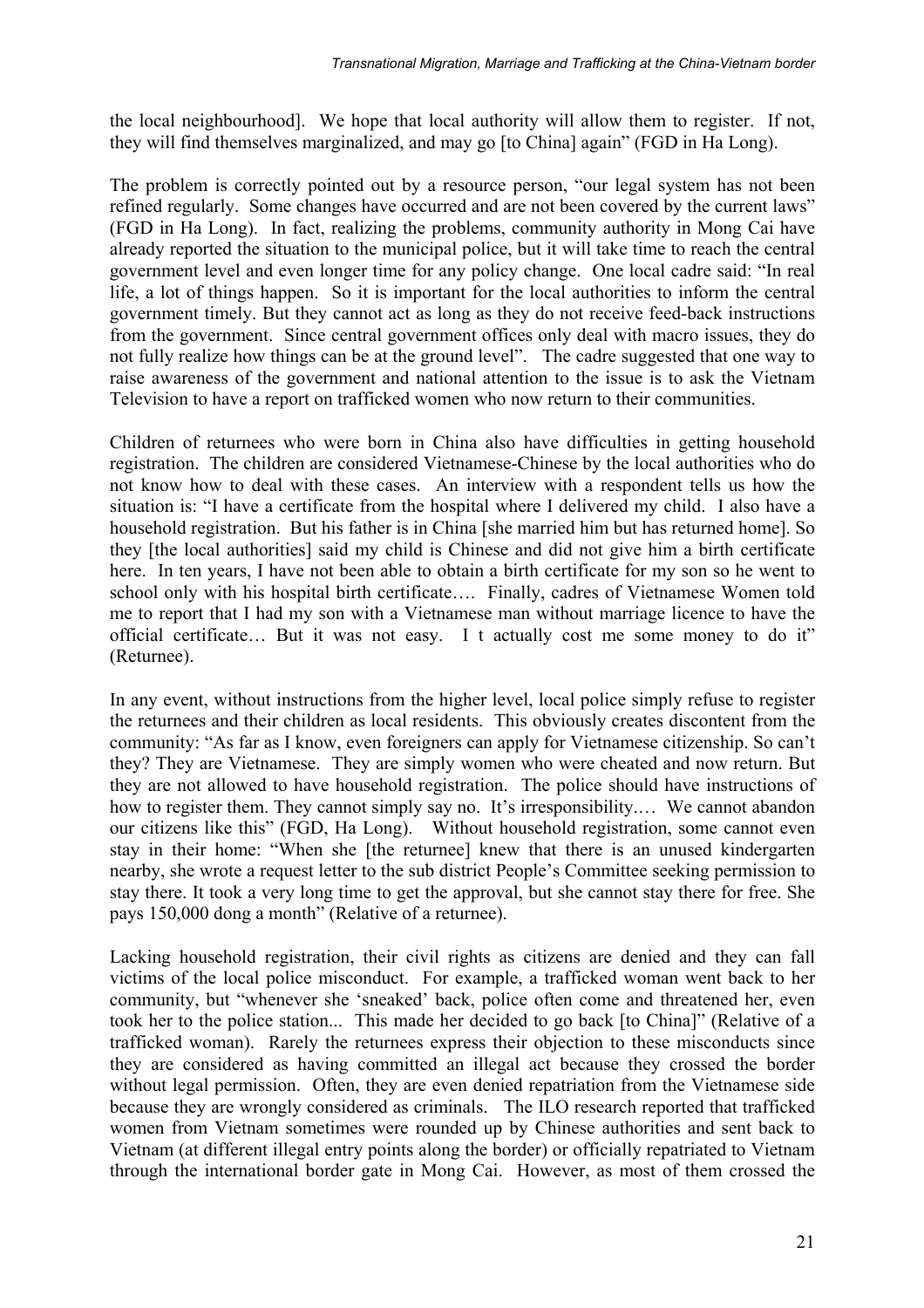the local neighbourhood]. We hope that local authority will allow them to register. If not, they will find themselves marginalized, and may go [to China] again" (FGD in Ha Long).

The problem is correctly pointed out by a resource person, "our legal system has not been refined regularly. Some changes have occurred and are not been covered by the current laws" (FGD in Ha Long). In fact, realizing the problems, community authority in Mong Cai have already reported the situation to the municipal police, but it will take time to reach the central government level and even longer time for any policy change. One local cadre said: "In real life, a lot of things happen. So it is important for the local authorities to inform the central government timely. But they cannot act as long as they do not receive feed-back instructions from the government. Since central government offices only deal with macro issues, they do not fully realize how things can be at the ground level". The cadre suggested that one way to raise awareness of the government and national attention to the issue is to ask the Vietnam Television to have a report on trafficked women who now return to their communities.

Children of returnees who were born in China also have difficulties in getting household registration. The children are considered Vietnamese-Chinese by the local authorities who do not know how to deal with these cases. An interview with a respondent tells us how the situation is: "I have a certificate from the hospital where I delivered my child. I also have a household registration. But his father is in China [she married him but has returned home]. So they [the local authorities] said my child is Chinese and did not give him a birth certificate here. In ten years, I have not been able to obtain a birth certificate for my son so he went to school only with his hospital birth certificate…. Finally, cadres of Vietnamese Women told me to report that I had my son with a Vietnamese man without marriage licence to have the official certificate… But it was not easy. I t actually cost me some money to do it" (Returnee).

In any event, without instructions from the higher level, local police simply refuse to register the returnees and their children as local residents. This obviously creates discontent from the community: "As far as I know, even foreigners can apply for Vietnamese citizenship. So can't they? They are Vietnamese. They are simply women who were cheated and now return. But they are not allowed to have household registration. The police should have instructions of how to register them. They cannot simply say no. It's irresponsibility.… We cannot abandon our citizens like this" (FGD, Ha Long). Without household registration, some cannot even stay in their home: "When she [the returnee] knew that there is an unused kindergarten nearby, she wrote a request letter to the sub district People's Committee seeking permission to stay there. It took a very long time to get the approval, but she cannot stay there for free. She pays 150,000 dong a month" (Relative of a returnee).

Lacking household registration, their civil rights as citizens are denied and they can fall victims of the local police misconduct. For example, a trafficked woman went back to her community, but "whenever she 'sneaked' back, police often come and threatened her, even took her to the police station... This made her decided to go back [to China]" (Relative of a trafficked woman). Rarely the returnees express their objection to these misconducts since they are considered as having committed an illegal act because they crossed the border without legal permission. Often, they are even denied repatriation from the Vietnamese side because they are wrongly considered as criminals. The ILO research reported that trafficked women from Vietnam sometimes were rounded up by Chinese authorities and sent back to Vietnam (at different illegal entry points along the border) or officially repatriated to Vietnam through the international border gate in Mong Cai. However, as most of them crossed the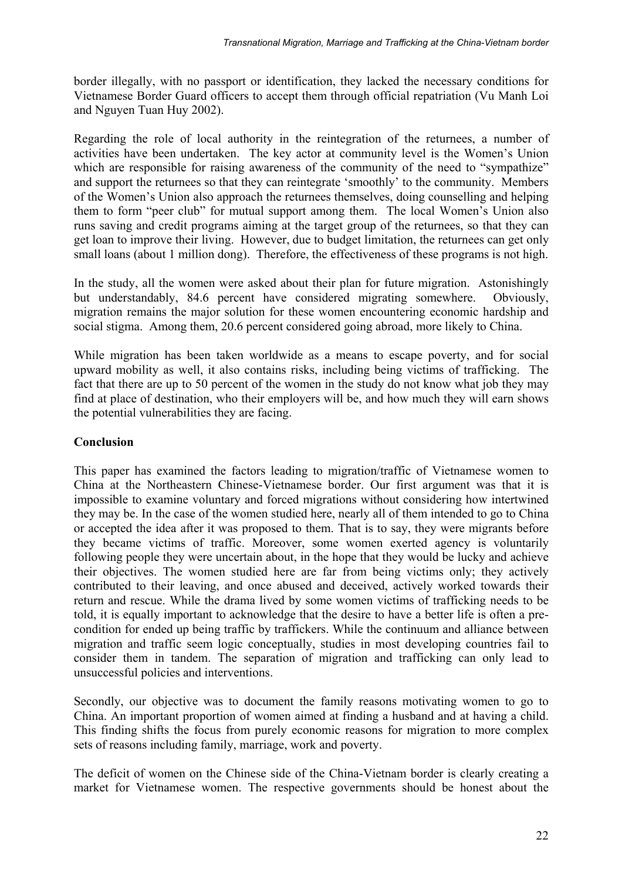border illegally, with no passport or identification, they lacked the necessary conditions for Vietnamese Border Guard officers to accept them through official repatriation (Vu Manh Loi and Nguyen Tuan Huy 2002).

Regarding the role of local authority in the reintegration of the returnees, a number of activities have been undertaken. The key actor at community level is the Women's Union which are responsible for raising awareness of the community of the need to "sympathize" and support the returnees so that they can reintegrate 'smoothly' to the community. Members of the Women's Union also approach the returnees themselves, doing counselling and helping them to form "peer club" for mutual support among them. The local Women's Union also runs saving and credit programs aiming at the target group of the returnees, so that they can get loan to improve their living. However, due to budget limitation, the returnees can get only small loans (about 1 million dong). Therefore, the effectiveness of these programs is not high.

In the study, all the women were asked about their plan for future migration. Astonishingly but understandably, 84.6 percent have considered migrating somewhere. Obviously, migration remains the major solution for these women encountering economic hardship and social stigma. Among them, 20.6 percent considered going abroad, more likely to China.

While migration has been taken worldwide as a means to escape poverty, and for social upward mobility as well, it also contains risks, including being victims of trafficking. The fact that there are up to 50 percent of the women in the study do not know what job they may find at place of destination, who their employers will be, and how much they will earn shows the potential vulnerabilities they are facing.

## Conclusion

This paper has examined the factors leading to migration/traffic of Vietnamese women to China at the Northeastern Chinese-Vietnamese border. Our first argument was that it is impossible to examine voluntary and forced migrations without considering how intertwined they may be. In the case of the women studied here, nearly all of them intended to go to China or accepted the idea after it was proposed to them. That is to say, they were migrants before they became victims of traffic. Moreover, some women exerted agency is voluntarily following people they were uncertain about, in the hope that they would be lucky and achieve their objectives. The women studied here are far from being victims only; they actively contributed to their leaving, and once abused and deceived, actively worked towards their return and rescue. While the drama lived by some women victims of trafficking needs to be told, it is equally important to acknowledge that the desire to have a better life is often a pre-condition for ended up being traffic by traffickers. While the continuum and alliance between migration and traffic seem logic conceptually, studies in most developing countries fail to consider them in tandem. The separation of migration and trafficking can only lead to unsuccessful policies and interventions.

Secondly, our objective was to document the family reasons motivating women to go to China. An important proportion of women aimed at finding a husband and at having a child. This finding shifts the focus from purely economic reasons for migration to more complex sets of reasons including family, marriage, work and poverty.

The deficit of women on the Chinese side of the China-Vietnam border is clearly creating a market for Vietnamese women. The respective governments should be honest about the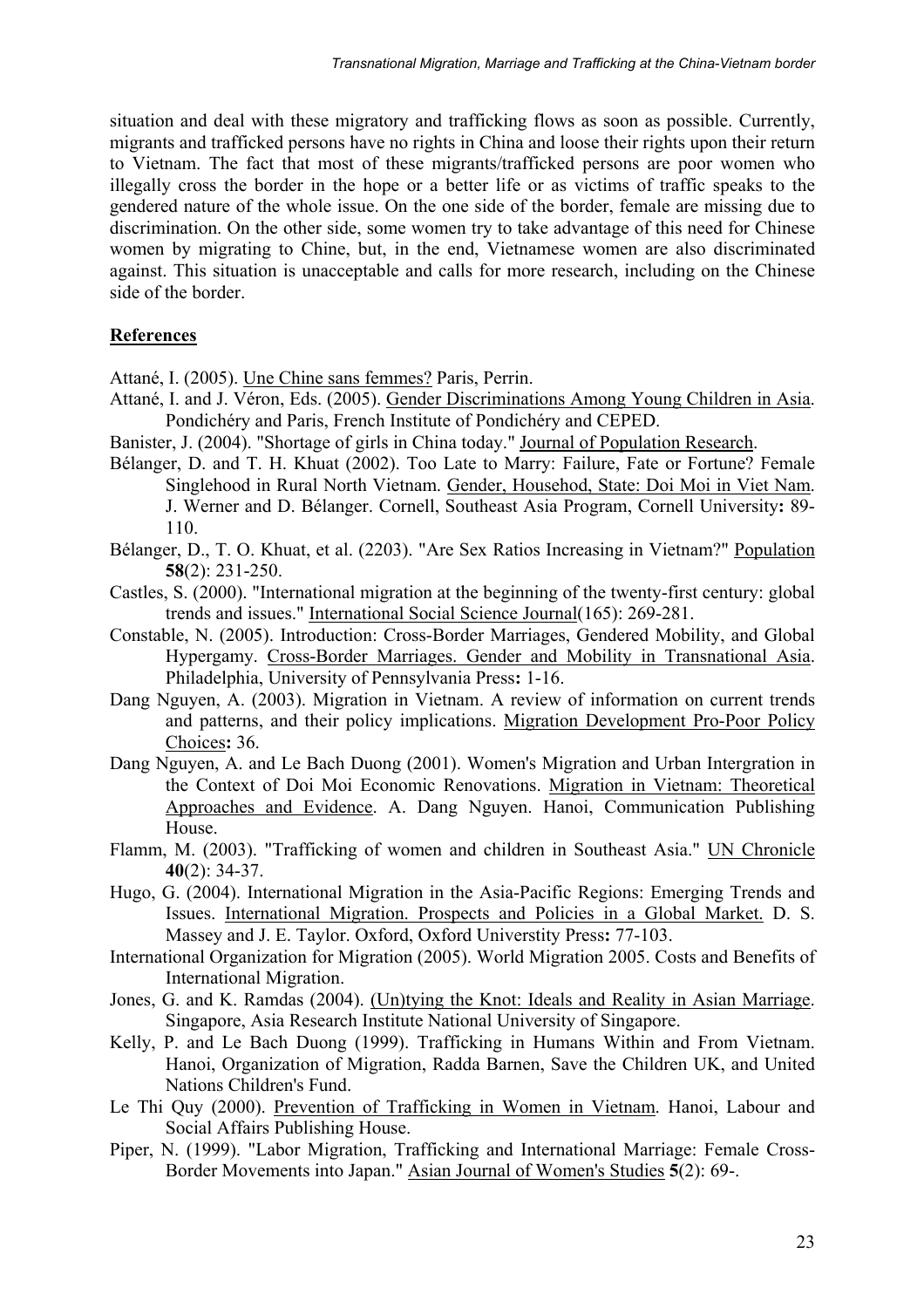situation and deal with these migratory and trafficking flows as soon as possible. Currently, migrants and trafficked persons have no rights in China and loose their rights upon their return to Vietnam. The fact that most of these migrants/trafficked persons are poor women who illegally cross the border in the hope or a better life or as victims of traffic speaks to the gendered nature of the whole issue. On the one side of the border, female are missing due to discrimination. On the other side, some women try to take advantage of this need for Chinese women by migrating to Chine, but, in the end, Vietnamese women are also discriminated against. This situation is unacceptable and calls for more research, including on the Chinese side of the border.

## References

Attané, I. (2005). Une Chine sans femmes? Paris, Perrin.

Attané, I. and J. Véron, Eds. (2005). Gender Discriminations Among Young Children in Asia. Pondichéry and Paris, French Institute of Pondichéry and CEPED.

Banister, J. (2004). "Shortage of girls in China today." Journal of Population Research.

Bélanger, D. and T. H. Khuat (2002). Too Late to Marry: Failure, Fate or Fortune? Female Singlehood in Rural North Vietnam. Gender, Househod, State: Doi Moi in Viet Nam. J. Werner and D. Bélanger. Cornell, Southeast Asia Program, Cornell University**:** 89-110.

Bélanger, D., T. O. Khuat, et al. (2203). "Are Sex Ratios Increasing in Vietnam?" Population **58**(2): 231-250.

Castles, S. (2000). "International migration at the beginning of the twenty-first century: global trends and issues." International Social Science Journal(165): 269-281.

Constable, N. (2005). Introduction: Cross-Border Marriages, Gendered Mobility, and Global Hypergamy. Cross-Border Marriages. Gender and Mobility in Transnational Asia. Philadelphia, University of Pennsylvania Press**:** 1-16.

Dang Nguyen, A. (2003). Migration in Vietnam. A review of information on current trends and patterns, and their policy implications. Migration Development Pro-Poor Policy Choices**:** 36.

Dang Nguyen, A. and Le Bach Duong (2001). Women's Migration and Urban Intergration in the Context of Doi Moi Economic Renovations. Migration in Vietnam: Theoretical Approaches and Evidence. A. Dang Nguyen. Hanoi, Communication Publishing House.

Flamm, M. (2003). "Trafficking of women and children in Southeast Asia." UN Chronicle **40**(2): 34-37.

Hugo, G. (2004). International Migration in the Asia-Pacific Regions: Emerging Trends and Issues. International Migration. Prospects and Policies in a Global Market. D. S. Massey and J. E. Taylor. Oxford, Oxford Universtity Press**:** 77-103.

International Organization for Migration (2005). World Migration 2005. Costs and Benefits of International Migration.

Jones, G. and K. Ramdas (2004). (Un)tying the Knot: Ideals and Reality in Asian Marriage. Singapore, Asia Research Institute National University of Singapore.

Kelly, P. and Le Bach Duong (1999). Trafficking in Humans Within and From Vietnam. Hanoi, Organization of Migration, Radda Barnen, Save the Children UK, and United Nations Children's Fund.

Le Thi Quy (2000). Prevention of Trafficking in Women in Vietnam. Hanoi, Labour and Social Affairs Publishing House.

Piper, N. (1999). "Labor Migration, Trafficking and International Marriage: Female Cross-Border Movements into Japan." Asian Journal of Women's Studies **5**(2): 69-.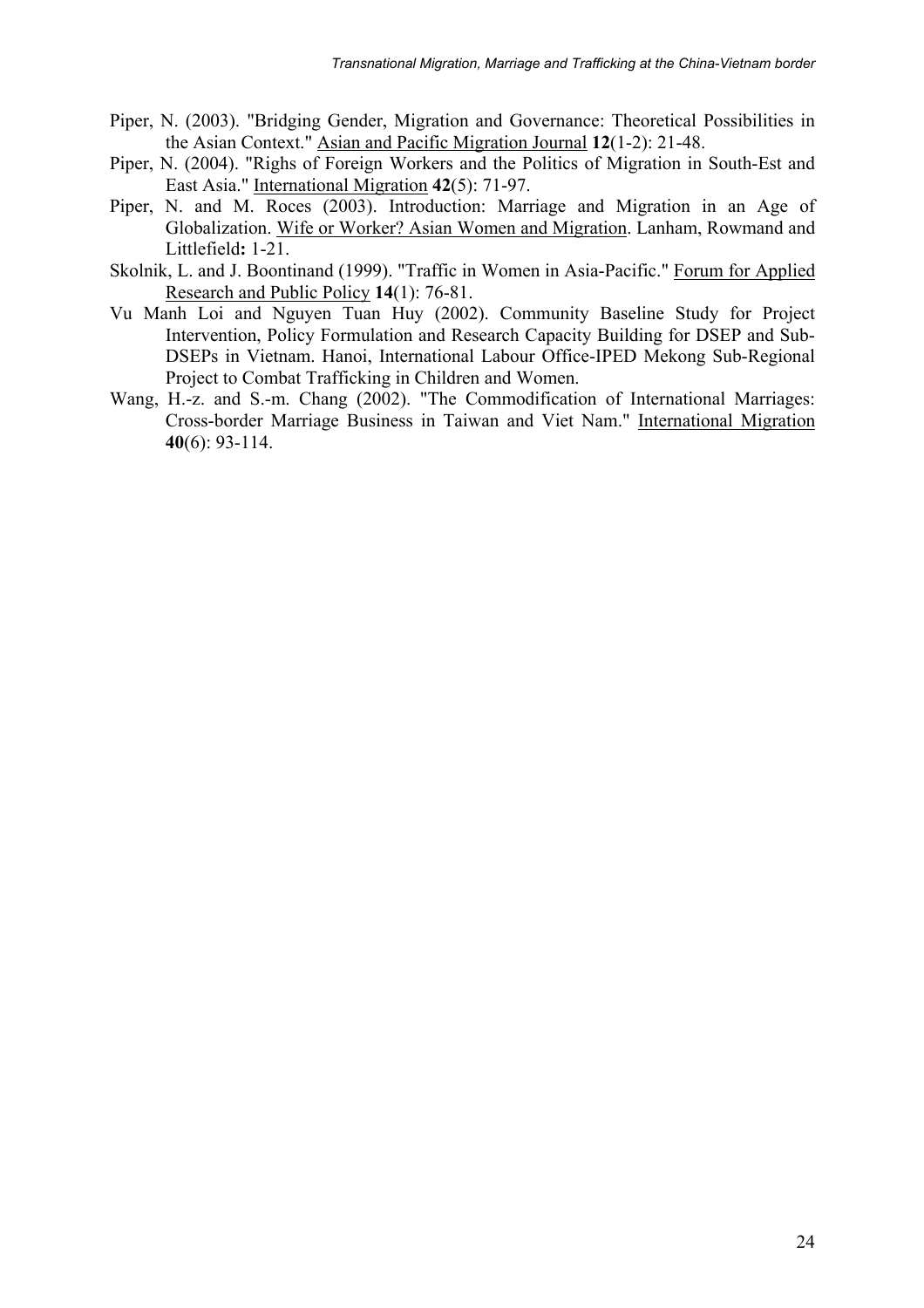Piper, N. (2003). "Bridging Gender, Migration and Governance: Theoretical Possibilities in the Asian Context." Asian and Pacific Migration Journal **12**(1-2): 21-48.

Piper, N. (2004). "Righs of Foreign Workers and the Politics of Migration in South-Est and East Asia." International Migration **42**(5): 71-97.

Piper, N. and M. Roces (2003). Introduction: Marriage and Migration in an Age of Globalization. Wife or Worker? Asian Women and Migration. Lanham, Rowmand and Littlefield**:** 1-21.

Skolnik, L. and J. Boontinand (1999). "Traffic in Women in Asia-Pacific." Forum for Applied Research and Public Policy **14**(1): 76-81.

Vu Manh Loi and Nguyen Tuan Huy (2002). Community Baseline Study for Project Intervention, Policy Formulation and Research Capacity Building for DSEP and Sub-DSEPs in Vietnam. Hanoi, International Labour Office-IPED Mekong Sub-Regional Project to Combat Trafficking in Children and Women.

Wang, H.-z. and S.-m. Chang (2002). "The Commodification of International Marriages: Cross-border Marriage Business in Taiwan and Viet Nam." International Migration **40**(6): 93-114.